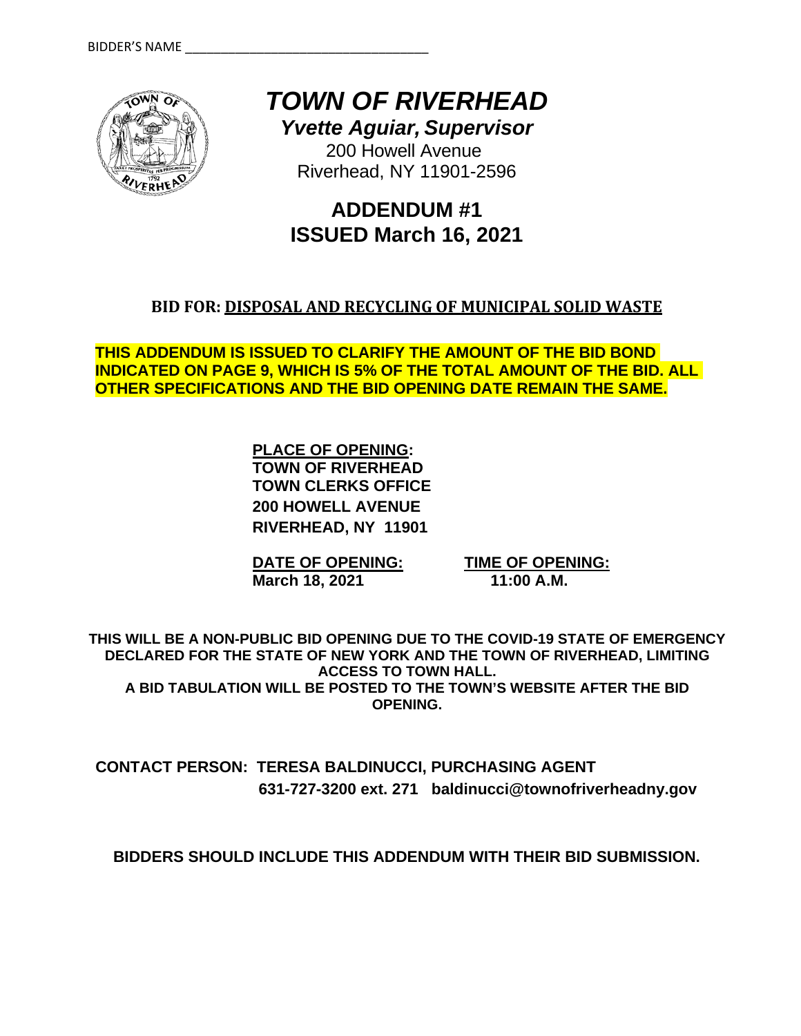BIDDER'S NAME ________________________________

# *TOWN OF RIVERHEAD*

***Yvette Aguiar, Supervisor***

200 Howell Avenue
Riverhead, NY 11901-2596

## ADDENDUM #1
## ISSUED March 16, 2021

### BID FOR: DISPOSAL AND RECYCLING OF MUNICIPAL SOLID WASTE

**THIS ADDENDUM IS ISSUED TO CLARIFY THE AMOUNT OF THE BID BOND INDICATED ON PAGE 9, WHICH IS 5% OF THE TOTAL AMOUNT OF THE BID. ALL OTHER SPECIFICATIONS AND THE BID OPENING DATE REMAIN THE SAME.**

**PLACE OF OPENING:**
**TOWN OF RIVERHEAD**
**TOWN CLERKS OFFICE**
**200 HOWELL AVENUE**
**RIVERHEAD, NY 11901**

| **DATE OF OPENING:** | **TIME OF OPENING:** |
|---|---|
| **March 18, 2021** | **11:00 A.M.** |

**THIS WILL BE A NON-PUBLIC BID OPENING DUE TO THE COVID-19 STATE OF EMERGENCY DECLARED FOR THE STATE OF NEW YORK AND THE TOWN OF RIVERHEAD, LIMITING ACCESS TO TOWN HALL.**
**A BID TABULATION WILL BE POSTED TO THE TOWN'S WEBSITE AFTER THE BID OPENING.**

**CONTACT PERSON: TERESA BALDINUCCI, PURCHASING AGENT**
**631-727-3200 ext. 271 baldinucci@townofriverheadny.gov**

**BIDDERS SHOULD INCLUDE THIS ADDENDUM WITH THEIR BID SUBMISSION.**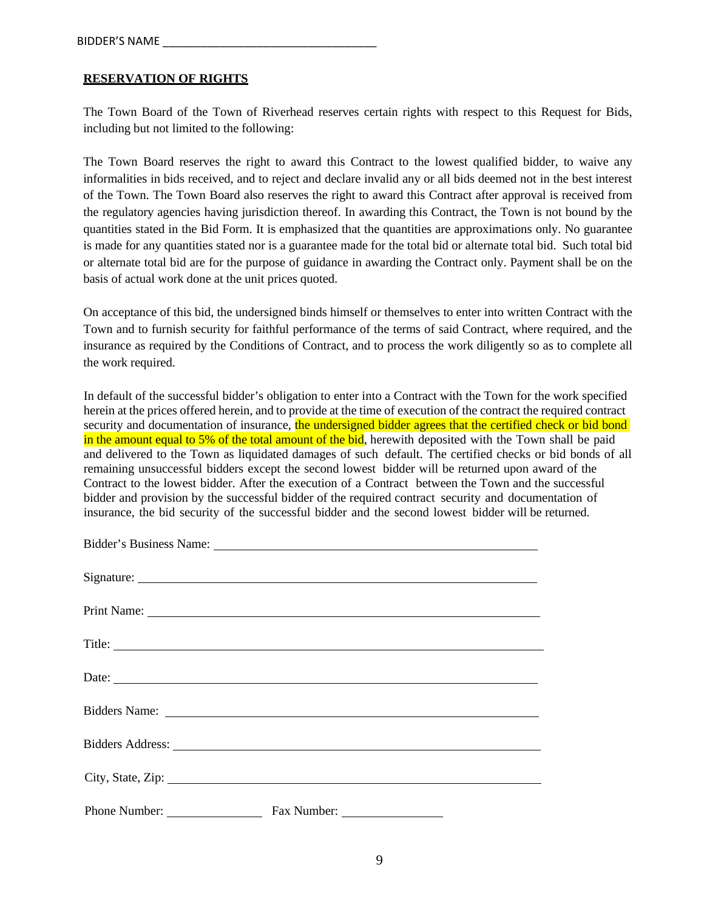BIDDER'S NAME ___________________________________

**RESERVATION OF RIGHTS**

The Town Board of the Town of Riverhead reserves certain rights with respect to this Request for Bids, including but not limited to the following:

The Town Board reserves the right to award this Contract to the lowest qualified bidder, to waive any informalities in bids received, and to reject and declare invalid any or all bids deemed not in the best interest of the Town. The Town Board also reserves the right to award this Contract after approval is received from the regulatory agencies having jurisdiction thereof. In awarding this Contract, the Town is not bound by the quantities stated in the Bid Form. It is emphasized that the quantities are approximations only. No guarantee is made for any quantities stated nor is a guarantee made for the total bid or alternate total bid. Such total bid or alternate total bid are for the purpose of guidance in awarding the Contract only. Payment shall be on the basis of actual work done at the unit prices quoted.

On acceptance of this bid, the undersigned binds himself or themselves to enter into written Contract with the Town and to furnish security for faithful performance of the terms of said Contract, where required, and the insurance as required by the Conditions of Contract, and to process the work diligently so as to complete all the work required.

In default of the successful bidder's obligation to enter into a Contract with the Town for the work specified herein at the prices offered herein, and to provide at the time of execution of the contract the required contract security and documentation of insurance, the undersigned bidder agrees that the certified check or bid bond in the amount equal to 5% of the total amount of the bid, herewith deposited with the Town shall be paid and delivered to the Town as liquidated damages of such default. The certified checks or bid bonds of all remaining unsuccessful bidders except the second lowest bidder will be returned upon award of the Contract to the lowest bidder. After the execution of a Contract between the Town and the successful bidder and provision by the successful bidder of the required contract security and documentation of insurance, the bid security of the successful bidder and the second lowest bidder will be returned.

Bidder's Business Name: ___________________________________

Signature: ___________________________________

Print Name: ___________________________________

Title: ___________________________________

Date: ___________________________________

Bidders Name: ___________________________________

Bidders Address: ___________________________________

City, State, Zip: ___________________________________

Phone Number: _______________ Fax Number: _______________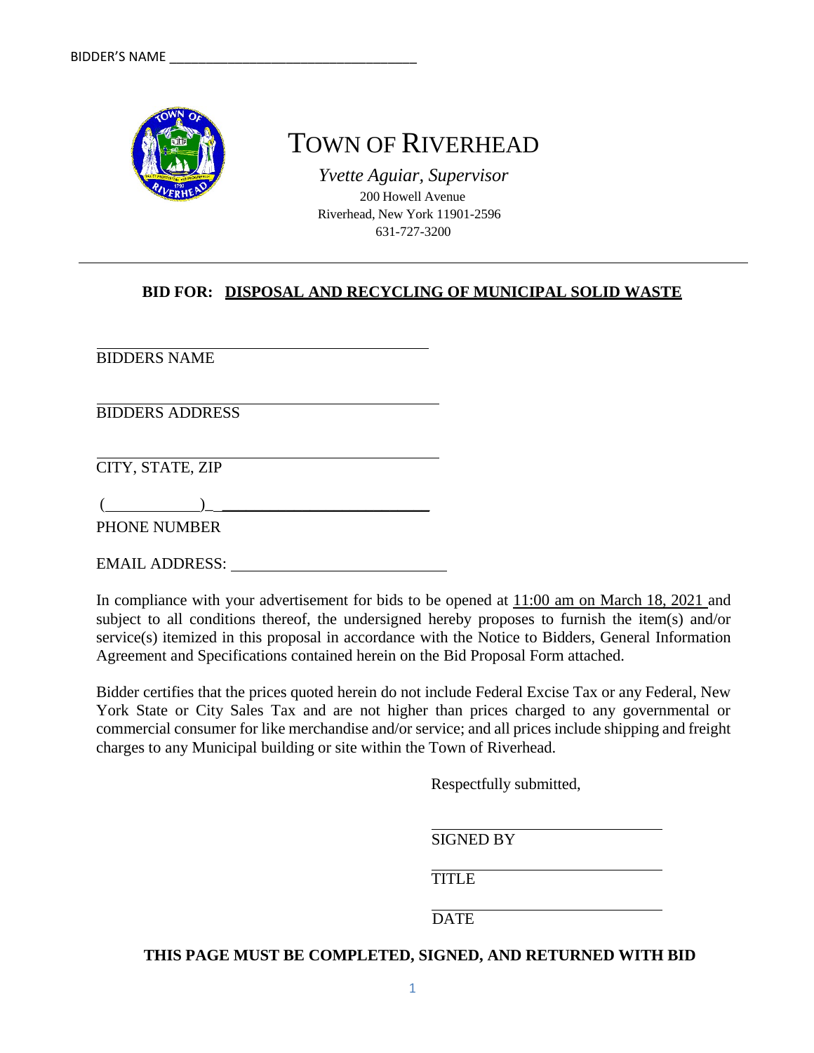BIDDER'S NAME ___________________________________

# TOWN OF RIVERHEAD

*Yvette Aguiar, Supervisor*
200 Howell Avenue
Riverhead, New York 11901-2596
631-727-3200

---

**BID FOR: DISPOSAL AND RECYCLING OF MUNICIPAL SOLID WASTE**

___________________________________________
BIDDERS NAME

___________________________________________
BIDDERS ADDRESS

___________________________________________
CITY, STATE, ZIP

(____________)_ ___________________________
PHONE NUMBER

EMAIL ADDRESS: ___________________________

In compliance with your advertisement for bids to be opened at 11:00 am on March 18, 2021 and subject to all conditions thereof, the undersigned hereby proposes to furnish the item(s) and/or service(s) itemized in this proposal in accordance with the Notice to Bidders, General Information Agreement and Specifications contained herein on the Bid Proposal Form attached.

Bidder certifies that the prices quoted herein do not include Federal Excise Tax or any Federal, New York State or City Sales Tax and are not higher than prices charged to any governmental or commercial consumer for like merchandise and/or service; and all prices include shipping and freight charges to any Municipal building or site within the Town of Riverhead.

Respectfully submitted,

_____________________________
SIGNED BY

_____________________________
TITLE

_____________________________
DATE

**THIS PAGE MUST BE COMPLETED, SIGNED, AND RETURNED WITH BID**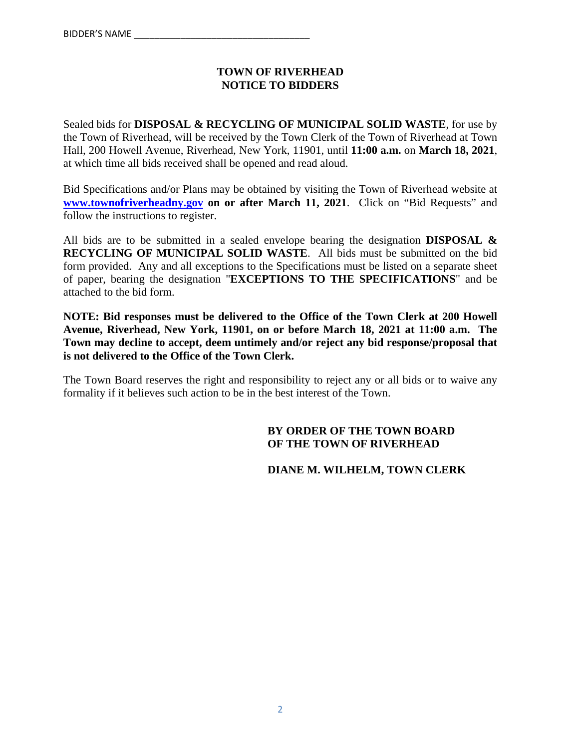BIDDER'S NAME ___________________________________

# TOWN OF RIVERHEAD
# NOTICE TO BIDDERS

Sealed bids for **DISPOSAL & RECYCLING OF MUNICIPAL SOLID WASTE**, for use by the Town of Riverhead, will be received by the Town Clerk of the Town of Riverhead at Town Hall, 200 Howell Avenue, Riverhead, New York, 11901, until **11:00 a.m.** on **March 18, 2021**, at which time all bids received shall be opened and read aloud.

Bid Specifications and/or Plans may be obtained by visiting the Town of Riverhead website at **www.townofriverheadny.gov on or after March 11, 2021**. Click on "Bid Requests" and follow the instructions to register.

All bids are to be submitted in a sealed envelope bearing the designation **DISPOSAL & RECYCLING OF MUNICIPAL SOLID WASTE**. All bids must be submitted on the bid form provided. Any and all exceptions to the Specifications must be listed on a separate sheet of paper, bearing the designation "**EXCEPTIONS TO THE SPECIFICATIONS**" and be attached to the bid form.

**NOTE: Bid responses must be delivered to the Office of the Town Clerk at 200 Howell Avenue, Riverhead, New York, 11901, on or before March 18, 2021 at 11:00 a.m. The Town may decline to accept, deem untimely and/or reject any bid response/proposal that is not delivered to the Office of the Town Clerk.**

The Town Board reserves the right and responsibility to reject any or all bids or to waive any formality if it believes such action to be in the best interest of the Town.

**BY ORDER OF THE TOWN BOARD**
**OF THE TOWN OF RIVERHEAD**

**DIANE M. WILHELM, TOWN CLERK**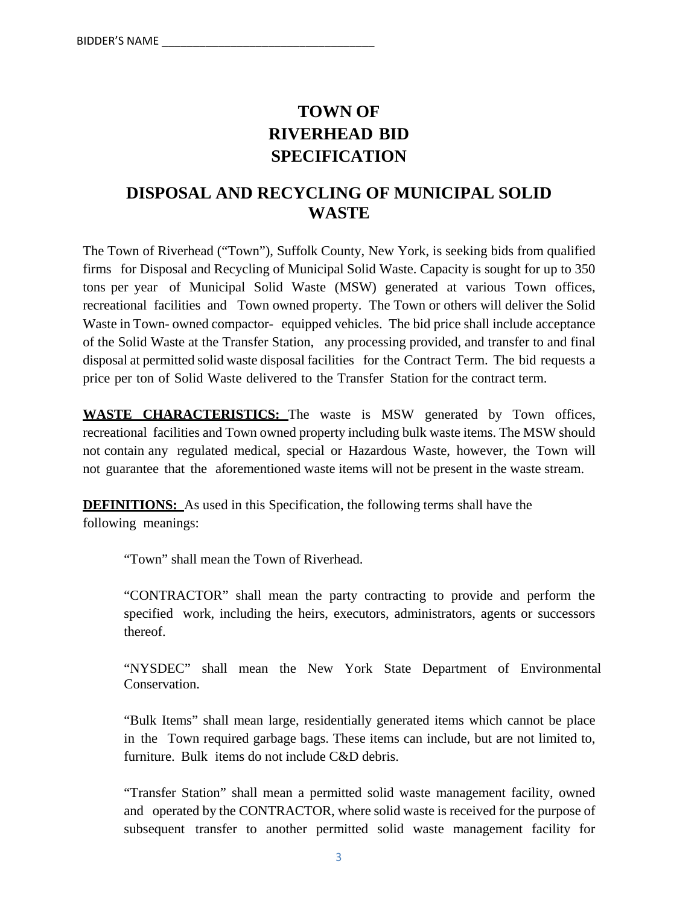BIDDER'S NAME ___________________________________

# TOWN OF RIVERHEAD BID SPECIFICATION

## DISPOSAL AND RECYCLING OF MUNICIPAL SOLID WASTE

The Town of Riverhead ("Town"), Suffolk County, New York, is seeking bids from qualified firms for Disposal and Recycling of Municipal Solid Waste. Capacity is sought for up to 350 tons per year of Municipal Solid Waste (MSW) generated at various Town offices, recreational facilities and Town owned property. The Town or others will deliver the Solid Waste in Town- owned compactor- equipped vehicles. The bid price shall include acceptance of the Solid Waste at the Transfer Station, any processing provided, and transfer to and final disposal at permitted solid waste disposal facilities for the Contract Term. The bid requests a price per ton of Solid Waste delivered to the Transfer Station for the contract term.

**WASTE CHARACTERISTICS:** The waste is MSW generated by Town offices, recreational facilities and Town owned property including bulk waste items. The MSW should not contain any regulated medical, special or Hazardous Waste, however, the Town will not guarantee that the aforementioned waste items will not be present in the waste stream.

**DEFINITIONS:** As used in this Specification, the following terms shall have the following meanings:

> "Town" shall mean the Town of Riverhead.
>
> "CONTRACTOR" shall mean the party contracting to provide and perform the specified work, including the heirs, executors, administrators, agents or successors thereof.
>
> "NYSDEC" shall mean the New York State Department of Environmental Conservation.
>
> "Bulk Items" shall mean large, residentially generated items which cannot be place in the Town required garbage bags. These items can include, but are not limited to, furniture. Bulk items do not include C&D debris.
>
> "Transfer Station" shall mean a permitted solid waste management facility, owned and operated by the CONTRACTOR, where solid waste is received for the purpose of subsequent transfer to another permitted solid waste management facility for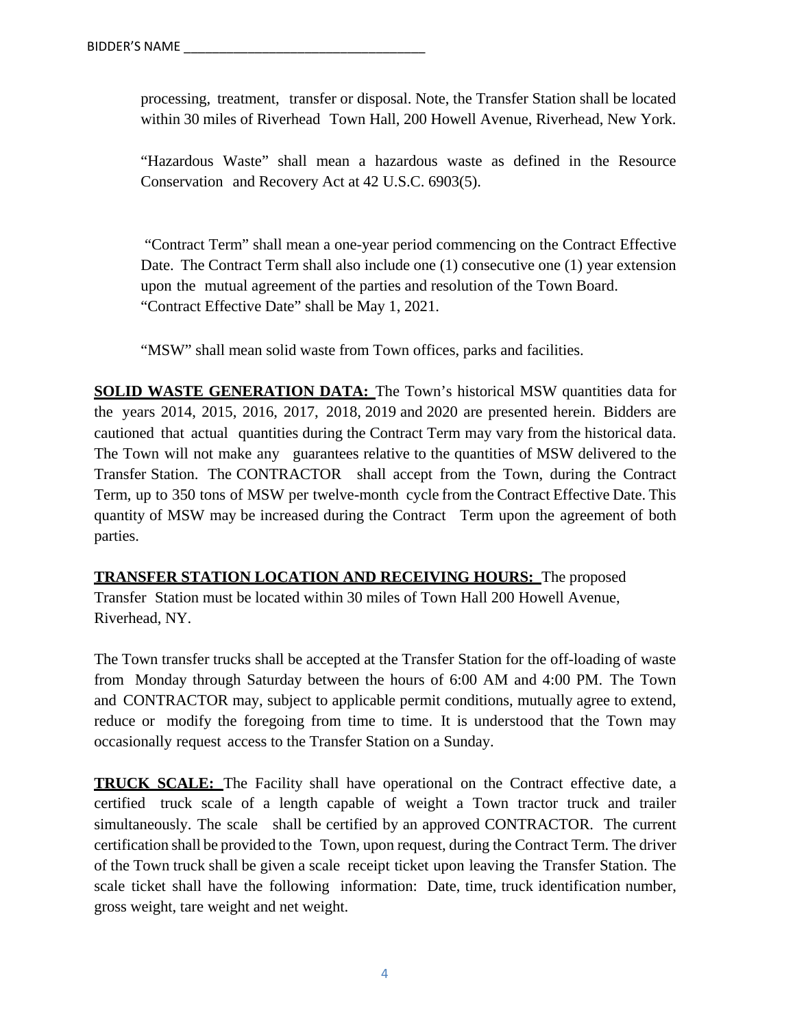processing, treatment, transfer or disposal. Note, the Transfer Station shall be located within 30 miles of Riverhead Town Hall, 200 Howell Avenue, Riverhead, New York.

"Hazardous Waste" shall mean a hazardous waste as defined in the Resource Conservation and Recovery Act at 42 U.S.C. 6903(5).

"Contract Term" shall mean a one-year period commencing on the Contract Effective Date. The Contract Term shall also include one (1) consecutive one (1) year extension upon the mutual agreement of the parties and resolution of the Town Board. "Contract Effective Date" shall be May 1, 2021.

"MSW" shall mean solid waste from Town offices, parks and facilities.

**SOLID WASTE GENERATION DATA:** The Town's historical MSW quantities data for the years 2014, 2015, 2016, 2017, 2018, 2019 and 2020 are presented herein. Bidders are cautioned that actual quantities during the Contract Term may vary from the historical data. The Town will not make any guarantees relative to the quantities of MSW delivered to the Transfer Station. The CONTRACTOR shall accept from the Town, during the Contract Term, up to 350 tons of MSW per twelve-month cycle from the Contract Effective Date. This quantity of MSW may be increased during the Contract Term upon the agreement of both parties.

**TRANSFER STATION LOCATION AND RECEIVING HOURS:** The proposed Transfer Station must be located within 30 miles of Town Hall 200 Howell Avenue, Riverhead, NY.

The Town transfer trucks shall be accepted at the Transfer Station for the off-loading of waste from Monday through Saturday between the hours of 6:00 AM and 4:00 PM. The Town and CONTRACTOR may, subject to applicable permit conditions, mutually agree to extend, reduce or modify the foregoing from time to time. It is understood that the Town may occasionally request access to the Transfer Station on a Sunday.

**TRUCK SCALE:** The Facility shall have operational on the Contract effective date, a certified truck scale of a length capable of weight a Town tractor truck and trailer simultaneously. The scale shall be certified by an approved CONTRACTOR. The current certification shall be provided to the Town, upon request, during the Contract Term. The driver of the Town truck shall be given a scale receipt ticket upon leaving the Transfer Station. The scale ticket shall have the following information: Date, time, truck identification number, gross weight, tare weight and net weight.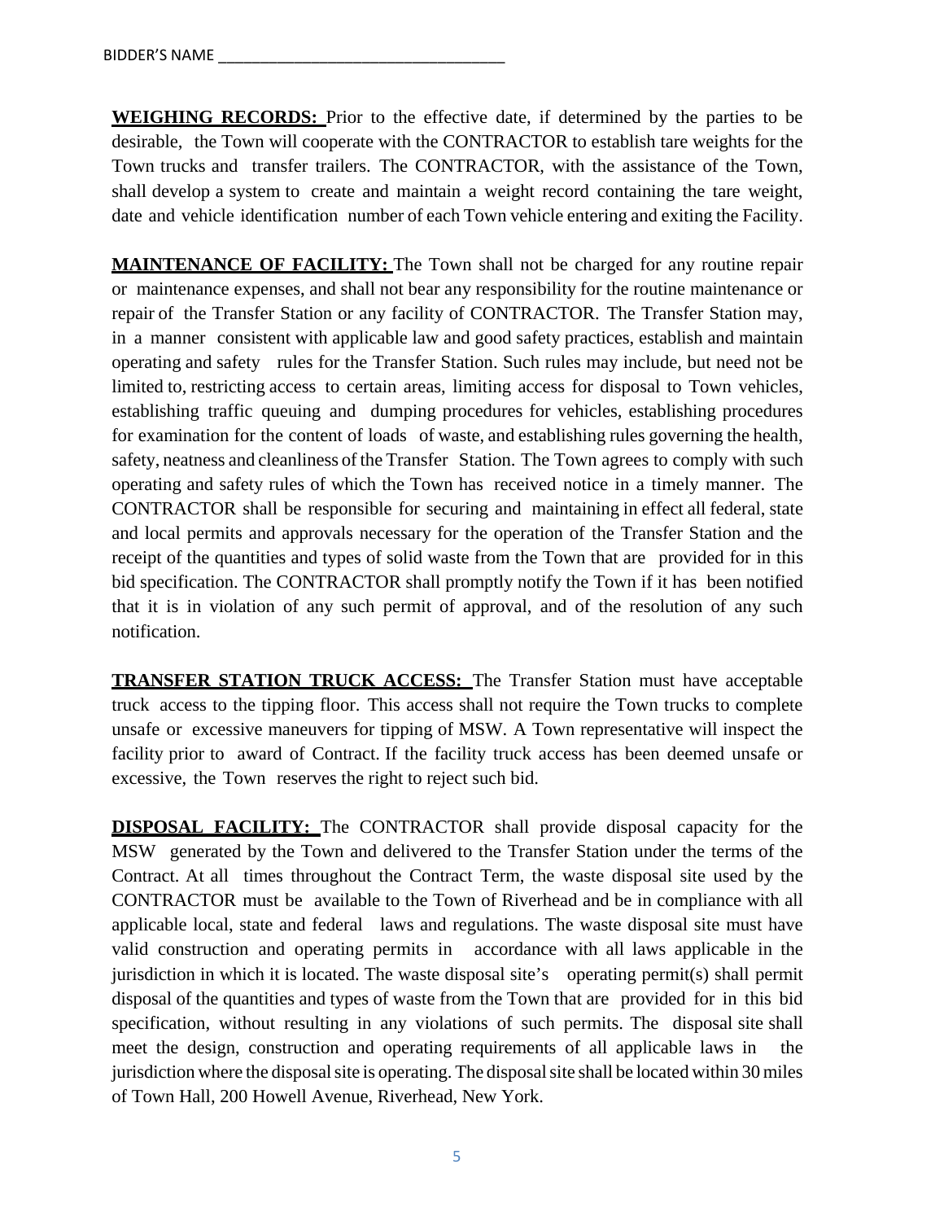BIDDER'S NAME ___________________________________

**WEIGHING RECORDS:** Prior to the effective date, if determined by the parties to be desirable, the Town will cooperate with the CONTRACTOR to establish tare weights for the Town trucks and transfer trailers. The CONTRACTOR, with the assistance of the Town, shall develop a system to create and maintain a weight record containing the tare weight, date and vehicle identification number of each Town vehicle entering and exiting the Facility.

**MAINTENANCE OF FACILITY:** The Town shall not be charged for any routine repair or maintenance expenses, and shall not bear any responsibility for the routine maintenance or repair of the Transfer Station or any facility of CONTRACTOR. The Transfer Station may, in a manner consistent with applicable law and good safety practices, establish and maintain operating and safety rules for the Transfer Station. Such rules may include, but need not be limited to, restricting access to certain areas, limiting access for disposal to Town vehicles, establishing traffic queuing and dumping procedures for vehicles, establishing procedures for examination for the content of loads of waste, and establishing rules governing the health, safety, neatness and cleanliness of the Transfer Station. The Town agrees to comply with such operating and safety rules of which the Town has received notice in a timely manner. The CONTRACTOR shall be responsible for securing and maintaining in effect all federal, state and local permits and approvals necessary for the operation of the Transfer Station and the receipt of the quantities and types of solid waste from the Town that are provided for in this bid specification. The CONTRACTOR shall promptly notify the Town if it has been notified that it is in violation of any such permit of approval, and of the resolution of any such notification.

**TRANSFER STATION TRUCK ACCESS:** The Transfer Station must have acceptable truck access to the tipping floor. This access shall not require the Town trucks to complete unsafe or excessive maneuvers for tipping of MSW. A Town representative will inspect the facility prior to award of Contract. If the facility truck access has been deemed unsafe or excessive, the Town reserves the right to reject such bid.

**DISPOSAL FACILITY:** The CONTRACTOR shall provide disposal capacity for the MSW generated by the Town and delivered to the Transfer Station under the terms of the Contract. At all times throughout the Contract Term, the waste disposal site used by the CONTRACTOR must be available to the Town of Riverhead and be in compliance with all applicable local, state and federal laws and regulations. The waste disposal site must have valid construction and operating permits in accordance with all laws applicable in the jurisdiction in which it is located. The waste disposal site's operating permit(s) shall permit disposal of the quantities and types of waste from the Town that are provided for in this bid specification, without resulting in any violations of such permits. The disposal site shall meet the design, construction and operating requirements of all applicable laws in the jurisdiction where the disposal site is operating. The disposal site shall be located within 30 miles of Town Hall, 200 Howell Avenue, Riverhead, New York.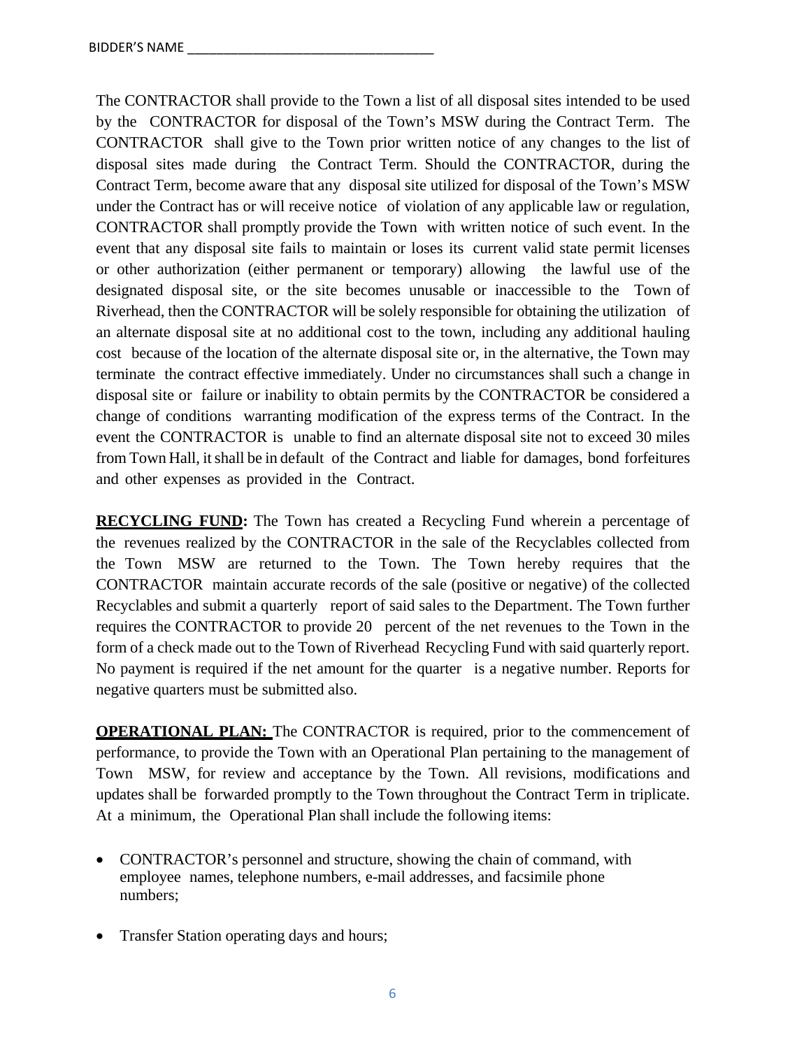The CONTRACTOR shall provide to the Town a list of all disposal sites intended to be used by the CONTRACTOR for disposal of the Town's MSW during the Contract Term. The CONTRACTOR shall give to the Town prior written notice of any changes to the list of disposal sites made during the Contract Term. Should the CONTRACTOR, during the Contract Term, become aware that any disposal site utilized for disposal of the Town's MSW under the Contract has or will receive notice of violation of any applicable law or regulation, CONTRACTOR shall promptly provide the Town with written notice of such event. In the event that any disposal site fails to maintain or loses its current valid state permit licenses or other authorization (either permanent or temporary) allowing the lawful use of the designated disposal site, or the site becomes unusable or inaccessible to the Town of Riverhead, then the CONTRACTOR will be solely responsible for obtaining the utilization of an alternate disposal site at no additional cost to the town, including any additional hauling cost because of the location of the alternate disposal site or, in the alternative, the Town may terminate the contract effective immediately. Under no circumstances shall such a change in disposal site or failure or inability to obtain permits by the CONTRACTOR be considered a change of conditions warranting modification of the express terms of the Contract. In the event the CONTRACTOR is unable to find an alternate disposal site not to exceed 30 miles from Town Hall, it shall be in default of the Contract and liable for damages, bond forfeitures and other expenses as provided in the Contract.

**RECYCLING FUND:** The Town has created a Recycling Fund wherein a percentage of the revenues realized by the CONTRACTOR in the sale of the Recyclables collected from the Town MSW are returned to the Town. The Town hereby requires that the CONTRACTOR maintain accurate records of the sale (positive or negative) of the collected Recyclables and submit a quarterly report of said sales to the Department. The Town further requires the CONTRACTOR to provide 20 percent of the net revenues to the Town in the form of a check made out to the Town of Riverhead Recycling Fund with said quarterly report. No payment is required if the net amount for the quarter is a negative number. Reports for negative quarters must be submitted also.

**OPERATIONAL PLAN:** The CONTRACTOR is required, prior to the commencement of performance, to provide the Town with an Operational Plan pertaining to the management of Town MSW, for review and acceptance by the Town. All revisions, modifications and updates shall be forwarded promptly to the Town throughout the Contract Term in triplicate. At a minimum, the Operational Plan shall include the following items:

- CONTRACTOR's personnel and structure, showing the chain of command, with employee names, telephone numbers, e-mail addresses, and facsimile phone numbers;
- Transfer Station operating days and hours;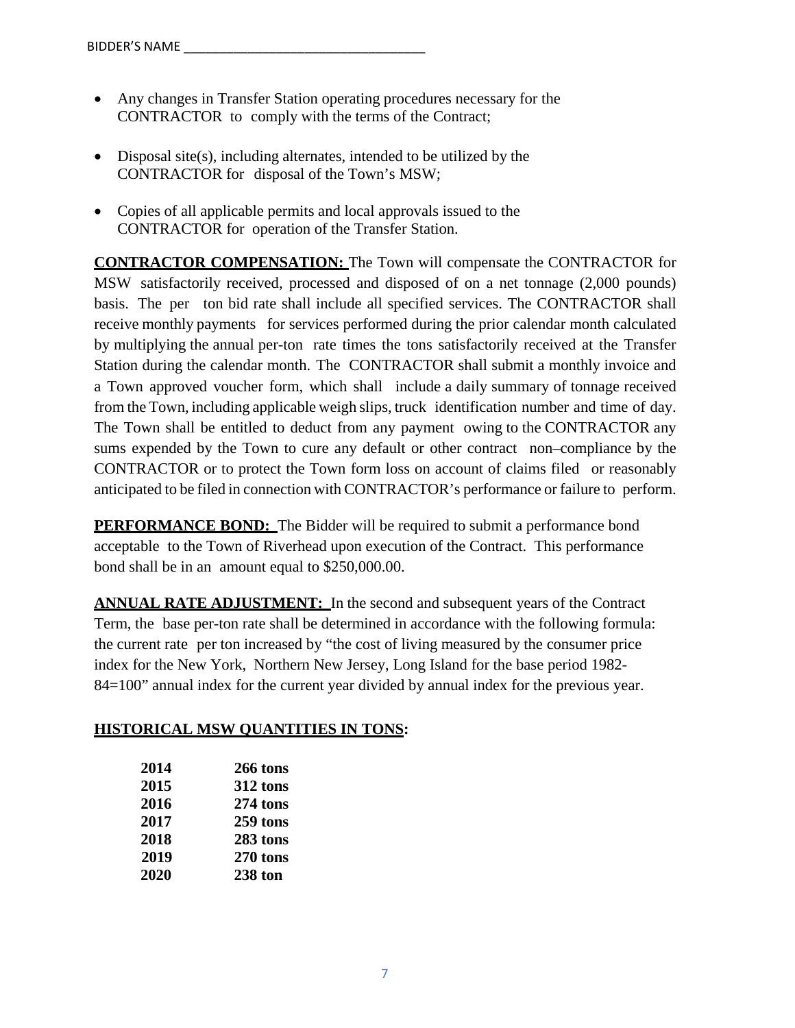- Any changes in Transfer Station operating procedures necessary for the CONTRACTOR to comply with the terms of the Contract;

- Disposal site(s), including alternates, intended to be utilized by the CONTRACTOR for disposal of the Town's MSW;

- Copies of all applicable permits and local approvals issued to the CONTRACTOR for operation of the Transfer Station.

**CONTRACTOR COMPENSATION:** The Town will compensate the CONTRACTOR for MSW satisfactorily received, processed and disposed of on a net tonnage (2,000 pounds) basis. The per ton bid rate shall include all specified services. The CONTRACTOR shall receive monthly payments for services performed during the prior calendar month calculated by multiplying the annual per-ton rate times the tons satisfactorily received at the Transfer Station during the calendar month. The CONTRACTOR shall submit a monthly invoice and a Town approved voucher form, which shall include a daily summary of tonnage received from the Town, including applicable weigh slips, truck identification number and time of day. The Town shall be entitled to deduct from any payment owing to the CONTRACTOR any sums expended by the Town to cure any default or other contract non–compliance by the CONTRACTOR or to protect the Town form loss on account of claims filed or reasonably anticipated to be filed in connection with CONTRACTOR's performance or failure to perform.

**PERFORMANCE BOND:** The Bidder will be required to submit a performance bond acceptable to the Town of Riverhead upon execution of the Contract. This performance bond shall be in an amount equal to $250,000.00.

**ANNUAL RATE ADJUSTMENT:** In the second and subsequent years of the Contract Term, the base per-ton rate shall be determined in accordance with the following formula: the current rate per ton increased by "the cost of living measured by the consumer price index for the New York, Northern New Jersey, Long Island for the base period 1982-84=100" annual index for the current year divided by annual index for the previous year.

**HISTORICAL MSW QUANTITIES IN TONS:**

| | |
|---|---|
| **2014** | **266 tons** |
| **2015** | **312 tons** |
| **2016** | **274 tons** |
| **2017** | **259 tons** |
| **2018** | **283 tons** |
| **2019** | **270 tons** |
| **2020** | **238 ton** |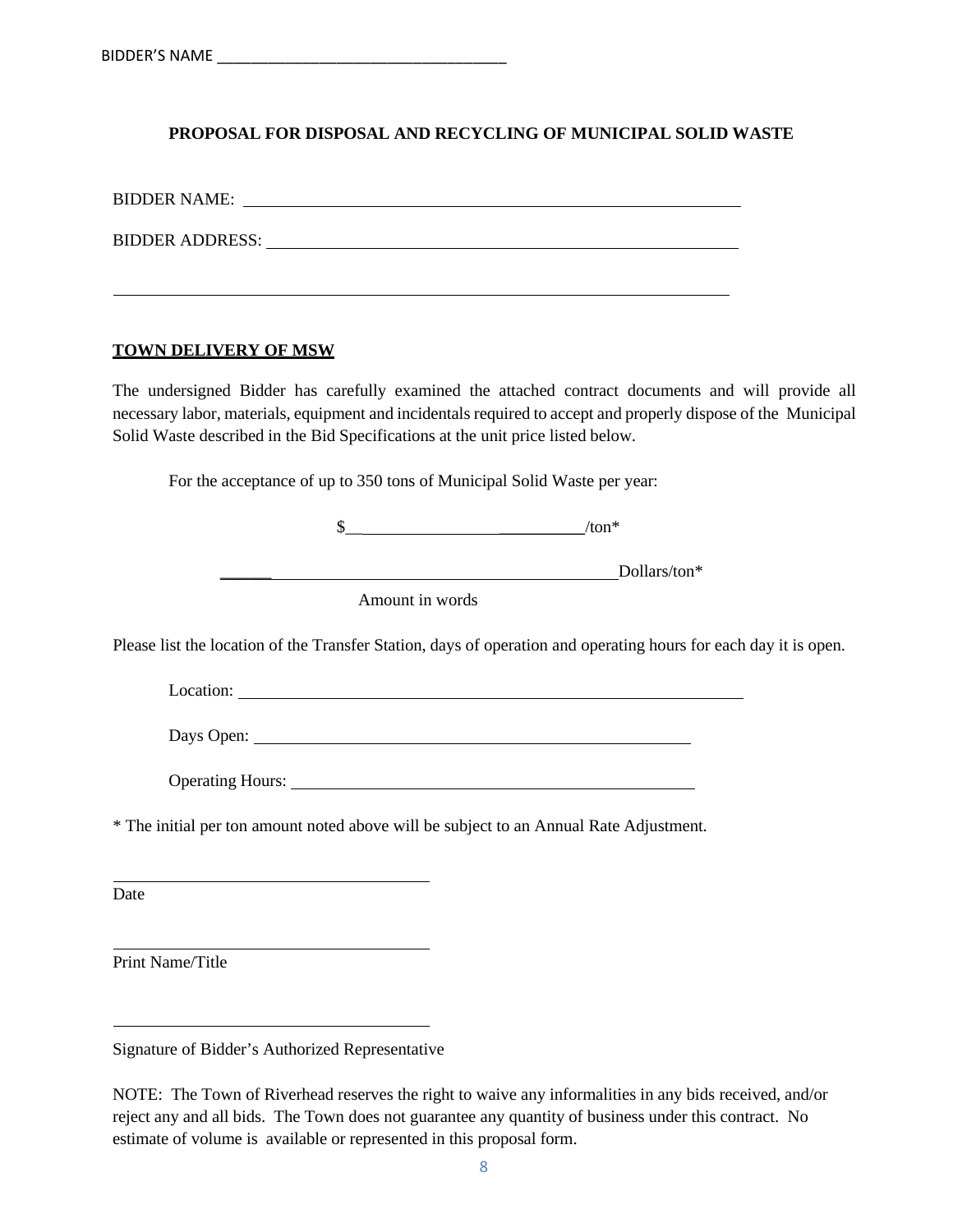BIDDER'S NAME ___________________________________

**PROPOSAL FOR DISPOSAL AND RECYCLING OF MUNICIPAL SOLID WASTE**

BIDDER NAME: ____________________________________________________________

BIDDER ADDRESS: __________________________________________________________

_________________________________________________________________________

**TOWN DELIVERY OF MSW**

The undersigned Bidder has carefully examined the attached contract documents and will provide all necessary labor, materials, equipment and incidentals required to accept and properly dispose of the Municipal Solid Waste described in the Bid Specifications at the unit price listed below.

For the acceptance of up to 350 tons of Municipal Solid Waste per year:

$_____________________________/ton*

______________________________________________Dollars/ton*

Amount in words

Please list the location of the Transfer Station, days of operation and operating hours for each day it is open.

Location: ____________________________________________________________

Days Open: ______________________________________________________

Operating Hours: _______________________________________________

* The initial per ton amount noted above will be subject to an Annual Rate Adjustment.

______________________________________
Date

______________________________________
Print Name/Title

______________________________________
Signature of Bidder's Authorized Representative

NOTE: The Town of Riverhead reserves the right to waive any informalities in any bids received, and/or reject any and all bids. The Town does not guarantee any quantity of business under this contract. No estimate of volume is available or represented in this proposal form.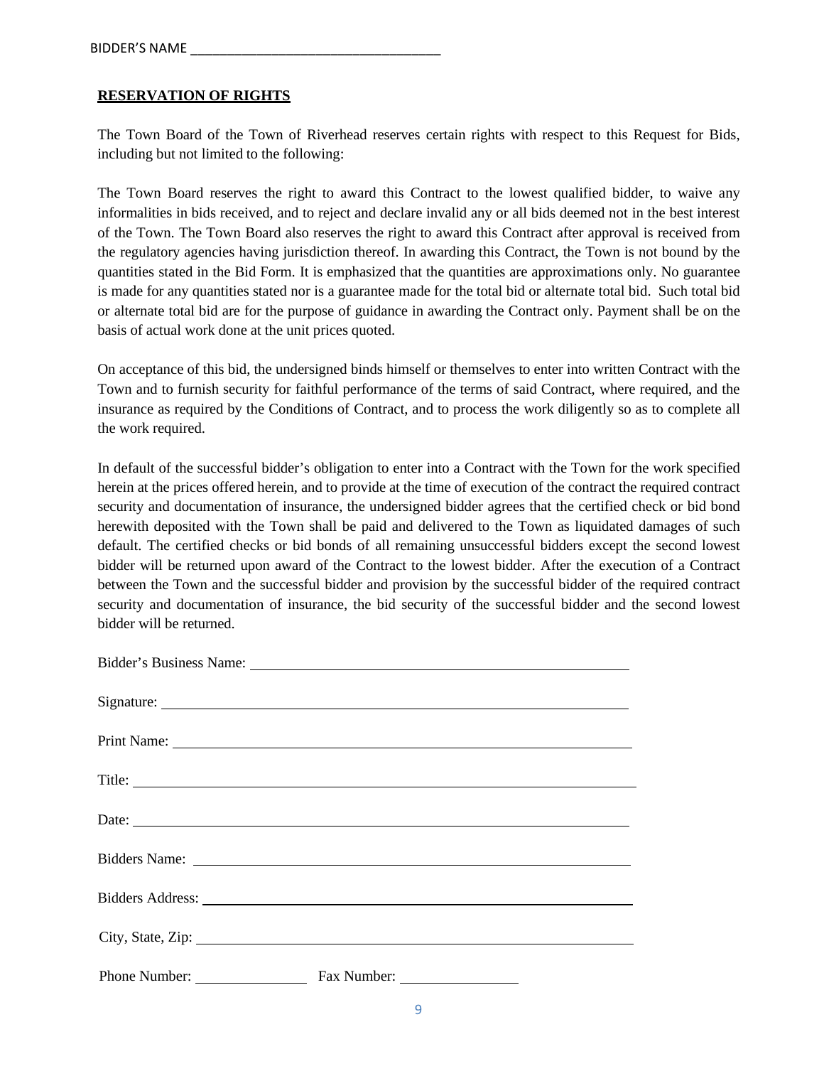BIDDER'S NAME ___________________________________

## RESERVATION OF RIGHTS

The Town Board of the Town of Riverhead reserves certain rights with respect to this Request for Bids, including but not limited to the following:

The Town Board reserves the right to award this Contract to the lowest qualified bidder, to waive any informalities in bids received, and to reject and declare invalid any or all bids deemed not in the best interest of the Town. The Town Board also reserves the right to award this Contract after approval is received from the regulatory agencies having jurisdiction thereof. In awarding this Contract, the Town is not bound by the quantities stated in the Bid Form. It is emphasized that the quantities are approximations only. No guarantee is made for any quantities stated nor is a guarantee made for the total bid or alternate total bid. Such total bid or alternate total bid are for the purpose of guidance in awarding the Contract only. Payment shall be on the basis of actual work done at the unit prices quoted.

On acceptance of this bid, the undersigned binds himself or themselves to enter into written Contract with the Town and to furnish security for faithful performance of the terms of said Contract, where required, and the insurance as required by the Conditions of Contract, and to process the work diligently so as to complete all the work required.

In default of the successful bidder's obligation to enter into a Contract with the Town for the work specified herein at the prices offered herein, and to provide at the time of execution of the contract the required contract security and documentation of insurance, the undersigned bidder agrees that the certified check or bid bond herewith deposited with the Town shall be paid and delivered to the Town as liquidated damages of such default. The certified checks or bid bonds of all remaining unsuccessful bidders except the second lowest bidder will be returned upon award of the Contract to the lowest bidder. After the execution of a Contract between the Town and the successful bidder and provision by the successful bidder of the required contract security and documentation of insurance, the bid security of the successful bidder and the second lowest bidder will be returned.

Bidder's Business Name: ___________________________________

Signature: ___________________________________

Print Name: ___________________________________

Title: ___________________________________

Date: ___________________________________

Bidders Name: ___________________________________

Bidders Address: ___________________________________

City, State, Zip: ___________________________________

Phone Number: ______________ Fax Number: ______________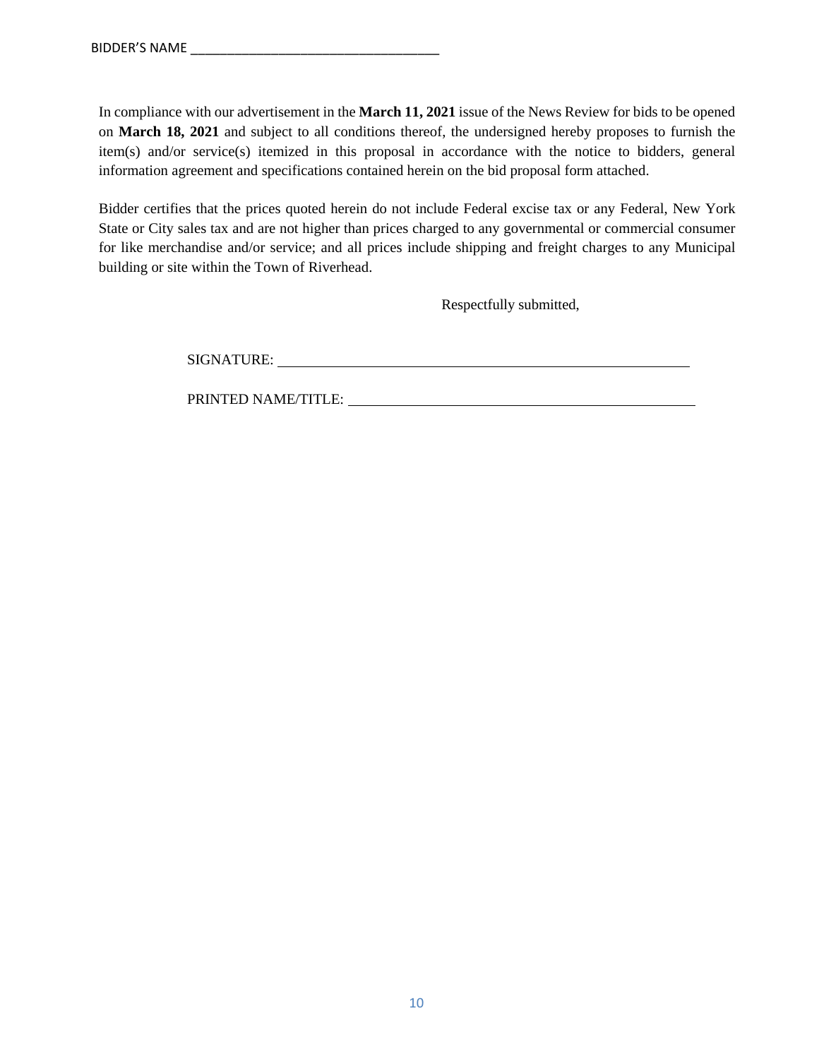BIDDER'S NAME ___________________________________

In compliance with our advertisement in the **March 11, 2021** issue of the News Review for bids to be opened on **March 18, 2021** and subject to all conditions thereof, the undersigned hereby proposes to furnish the item(s) and/or service(s) itemized in this proposal in accordance with the notice to bidders, general information agreement and specifications contained herein on the bid proposal form attached.

Bidder certifies that the prices quoted herein do not include Federal excise tax or any Federal, New York State or City sales tax and are not higher than prices charged to any governmental or commercial consumer for like merchandise and/or service; and all prices include shipping and freight charges to any Municipal building or site within the Town of Riverhead.

Respectfully submitted,

SIGNATURE: ___________________________________________________________

PRINTED NAME/TITLE: ________________________________________________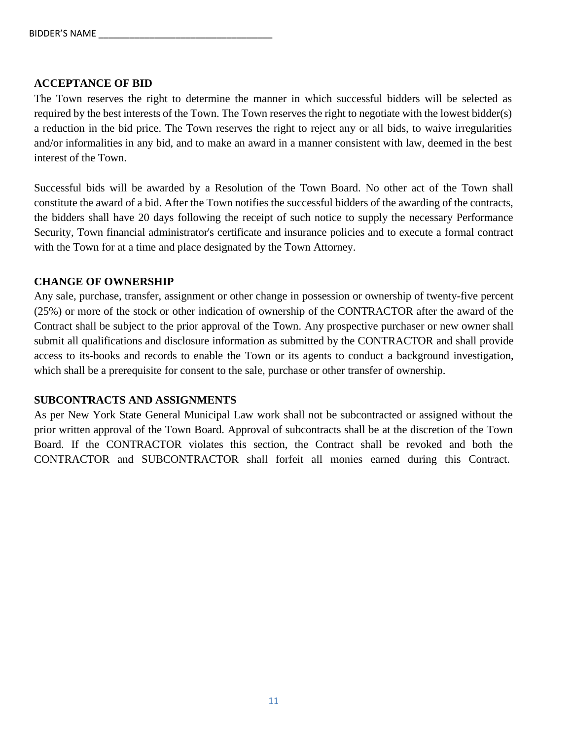BIDDER'S NAME ___________________________________

## ACCEPTANCE OF BID

The Town reserves the right to determine the manner in which successful bidders will be selected as required by the best interests of the Town. The Town reserves the right to negotiate with the lowest bidder(s) a reduction in the bid price. The Town reserves the right to reject any or all bids, to waive irregularities and/or informalities in any bid, and to make an award in a manner consistent with law, deemed in the best interest of the Town.

Successful bids will be awarded by a Resolution of the Town Board. No other act of the Town shall constitute the award of a bid. After the Town notifies the successful bidders of the awarding of the contracts, the bidders shall have 20 days following the receipt of such notice to supply the necessary Performance Security, Town financial administrator's certificate and insurance policies and to execute a formal contract with the Town for at a time and place designated by the Town Attorney.

## CHANGE OF OWNERSHIP

Any sale, purchase, transfer, assignment or other change in possession or ownership of twenty-five percent (25%) or more of the stock or other indication of ownership of the CONTRACTOR after the award of the Contract shall be subject to the prior approval of the Town. Any prospective purchaser or new owner shall submit all qualifications and disclosure information as submitted by the CONTRACTOR and shall provide access to its-books and records to enable the Town or its agents to conduct a background investigation, which shall be a prerequisite for consent to the sale, purchase or other transfer of ownership.

## SUBCONTRACTS AND ASSIGNMENTS

As per New York State General Municipal Law work shall not be subcontracted or assigned without the prior written approval of the Town Board. Approval of subcontracts shall be at the discretion of the Town Board. If the CONTRACTOR violates this section, the Contract shall be revoked and both the CONTRACTOR and SUBCONTRACTOR shall forfeit all monies earned during this Contract.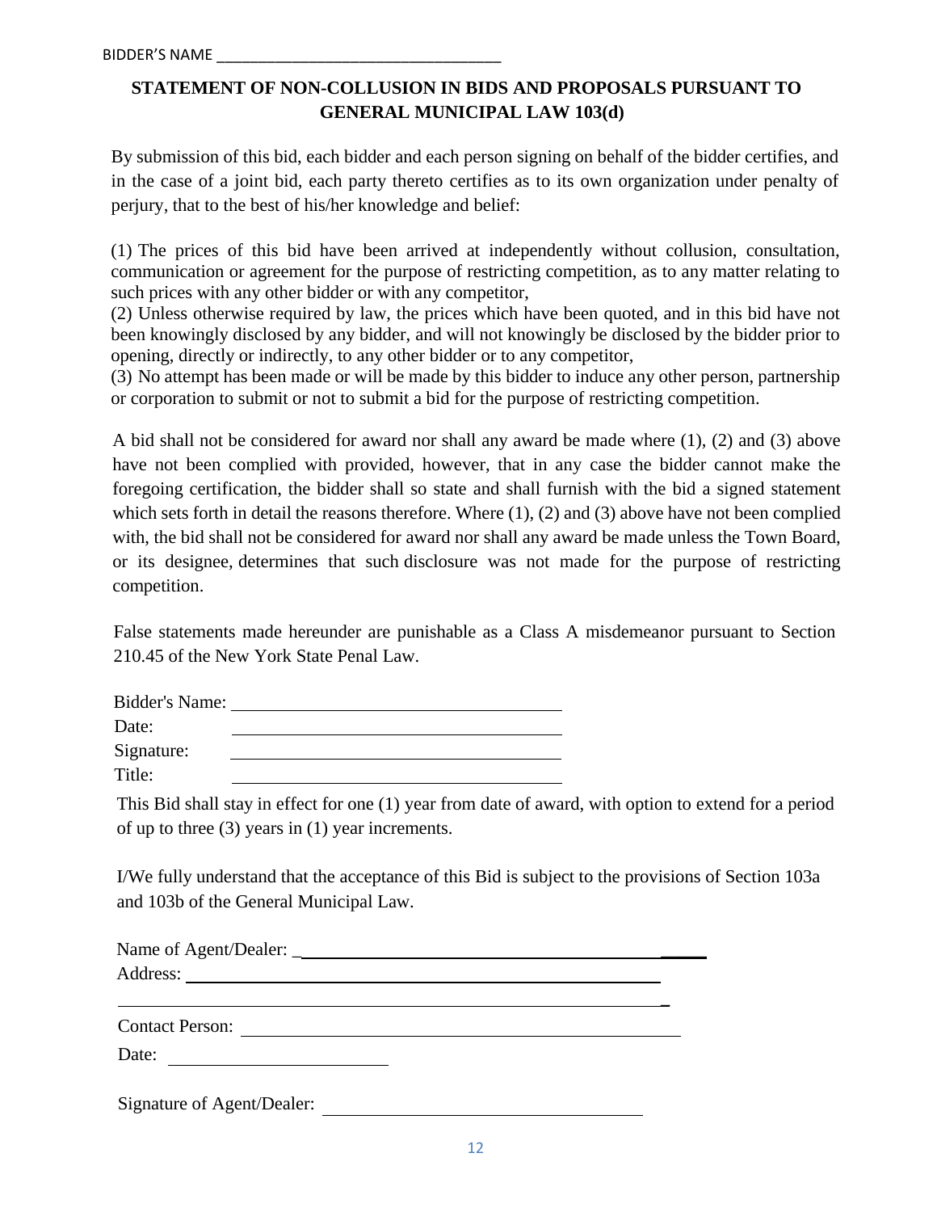BIDDER'S NAME ___________________________________

**STATEMENT OF NON-COLLUSION IN BIDS AND PROPOSALS PURSUANT TO GENERAL MUNICIPAL LAW 103(d)**

By submission of this bid, each bidder and each person signing on behalf of the bidder certifies, and in the case of a joint bid, each party thereto certifies as to its own organization under penalty of perjury, that to the best of his/her knowledge and belief:

(1) The prices of this bid have been arrived at independently without collusion, consultation, communication or agreement for the purpose of restricting competition, as to any matter relating to such prices with any other bidder or with any competitor,
(2) Unless otherwise required by law, the prices which have been quoted, and in this bid have not been knowingly disclosed by any bidder, and will not knowingly be disclosed by the bidder prior to opening, directly or indirectly, to any other bidder or to any competitor,
(3) No attempt has been made or will be made by this bidder to induce any other person, partnership or corporation to submit or not to submit a bid for the purpose of restricting competition.

A bid shall not be considered for award nor shall any award be made where (1), (2) and (3) above have not been complied with provided, however, that in any case the bidder cannot make the foregoing certification, the bidder shall so state and shall furnish with the bid a signed statement which sets forth in detail the reasons therefore. Where (1), (2) and (3) above have not been complied with, the bid shall not be considered for award nor shall any award be made unless the Town Board, or its designee, determines that such disclosure was not made for the purpose of restricting competition.

False statements made hereunder are punishable as a Class A misdemeanor pursuant to Section 210.45 of the New York State Penal Law.

Bidder's Name: ___________________________________
Date: ___________________________________
Signature: ___________________________________
Title: ___________________________________

This Bid shall stay in effect for one (1) year from date of award, with option to extend for a period of up to three (3) years in (1) year increments.

I/We fully understand that the acceptance of this Bid is subject to the provisions of Section 103a and 103b of the General Municipal Law.

Name of Agent/Dealer: ___________________________________
Address: ___________________________________
___________________________________
Contact Person: ___________________________________
Date: ___________________

Signature of Agent/Dealer: ___________________________________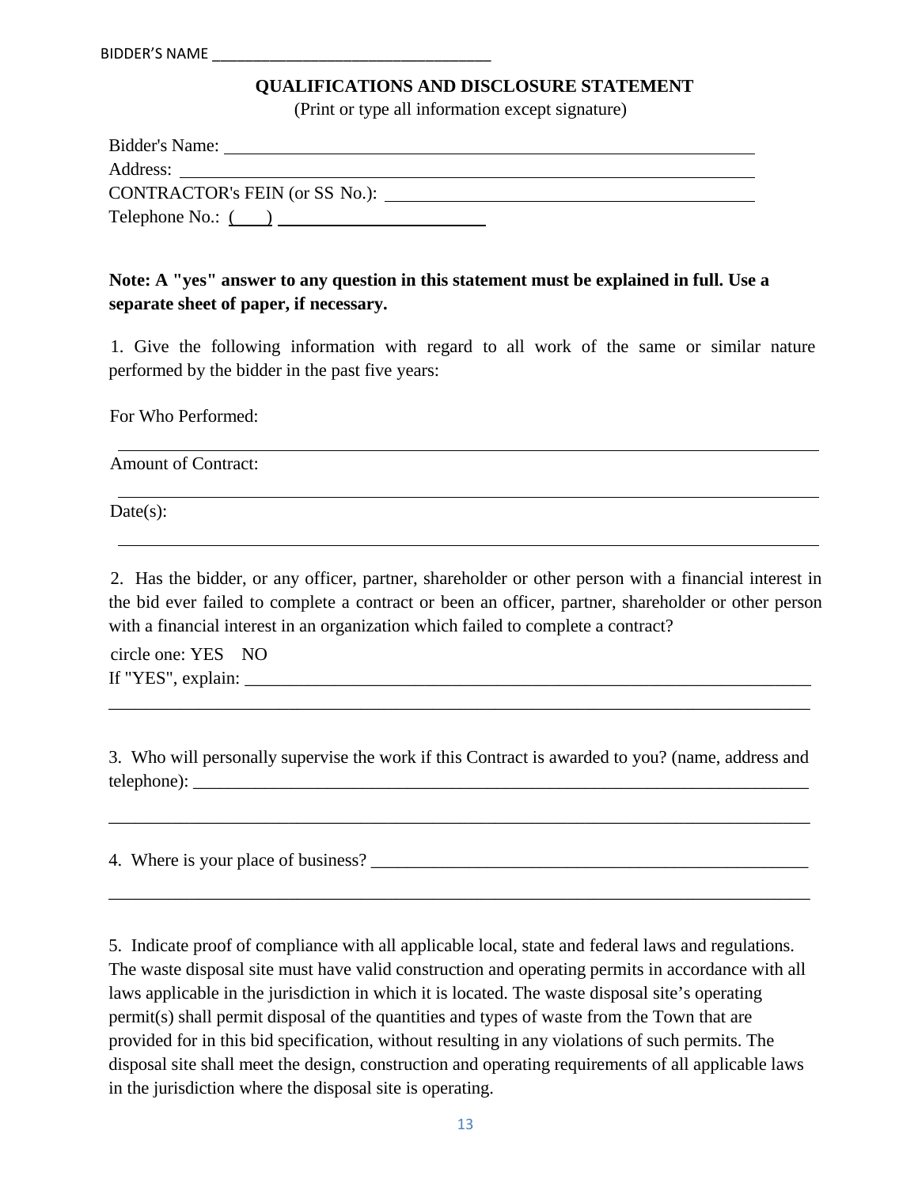BIDDER'S NAME ___________________________________

## QUALIFICATIONS AND DISCLOSURE STATEMENT

(Print or type all information except signature)

Bidder's Name: ___________________________________________________________

Address: ________________________________________________________________

CONTRACTOR's FEIN (or SS No.): ___________________________________________

Telephone No.: (    ) ________________________

**Note: A "yes" answer to any question in this statement must be explained in full. Use a separate sheet of paper, if necessary.**

1. Give the following information with regard to all work of the same or similar nature performed by the bidder in the past five years:

For Who Performed:

_______________________________________________________________________________

Amount of Contract:

_______________________________________________________________________________

Date(s):

_______________________________________________________________________________

2. Has the bidder, or any officer, partner, shareholder or other person with a financial interest in the bid ever failed to complete a contract or been an officer, partner, shareholder or other person with a financial interest in an organization which failed to complete a contract?

circle one: YES NO

If "YES", explain: _________________________________________________________________

_______________________________________________________________________________

3. Who will personally supervise the work if this Contract is awarded to you? (name, address and telephone): _______________________________________________________________________

_______________________________________________________________________________

4. Where is your place of business? ___________________________________________________

_______________________________________________________________________________

5. Indicate proof of compliance with all applicable local, state and federal laws and regulations. The waste disposal site must have valid construction and operating permits in accordance with all laws applicable in the jurisdiction in which it is located. The waste disposal site's operating permit(s) shall permit disposal of the quantities and types of waste from the Town that are provided for in this bid specification, without resulting in any violations of such permits. The disposal site shall meet the design, construction and operating requirements of all applicable laws in the jurisdiction where the disposal site is operating.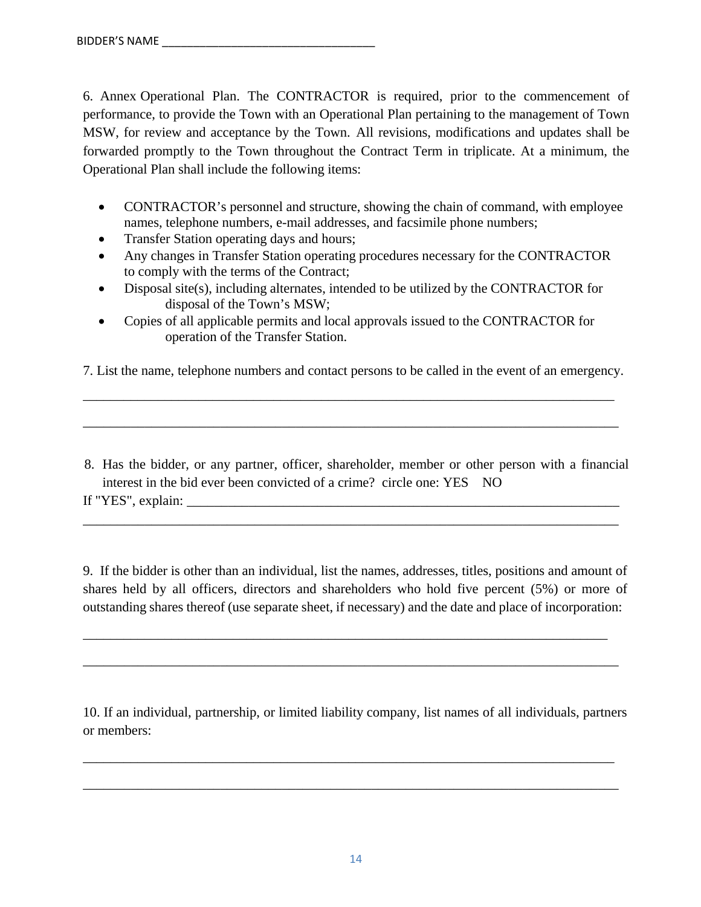6. Annex Operational Plan. The CONTRACTOR is required, prior to the commencement of performance, to provide the Town with an Operational Plan pertaining to the management of Town MSW, for review and acceptance by the Town. All revisions, modifications and updates shall be forwarded promptly to the Town throughout the Contract Term in triplicate. At a minimum, the Operational Plan shall include the following items:

- CONTRACTOR's personnel and structure, showing the chain of command, with employee names, telephone numbers, e-mail addresses, and facsimile phone numbers;
- Transfer Station operating days and hours;
- Any changes in Transfer Station operating procedures necessary for the CONTRACTOR to comply with the terms of the Contract;
- Disposal site(s), including alternates, intended to be utilized by the CONTRACTOR for disposal of the Town's MSW;
- Copies of all applicable permits and local approvals issued to the CONTRACTOR for operation of the Transfer Station.

7. List the name, telephone numbers and contact persons to be called in the event of an emergency.

_______________________________________________________________________________

_______________________________________________________________________________

8. Has the bidder, or any partner, officer, shareholder, member or other person with a financial interest in the bid ever been convicted of a crime? circle one: YES NO

If "YES", explain: _______________________________________________________________

_______________________________________________________________________________

9. If the bidder is other than an individual, list the names, addresses, titles, positions and amount of shares held by all officers, directors and shareholders who hold five percent (5%) or more of outstanding shares thereof (use separate sheet, if necessary) and the date and place of incorporation:

_______________________________________________________________________________

_______________________________________________________________________________

10. If an individual, partnership, or limited liability company, list names of all individuals, partners or members:

_______________________________________________________________________________

_______________________________________________________________________________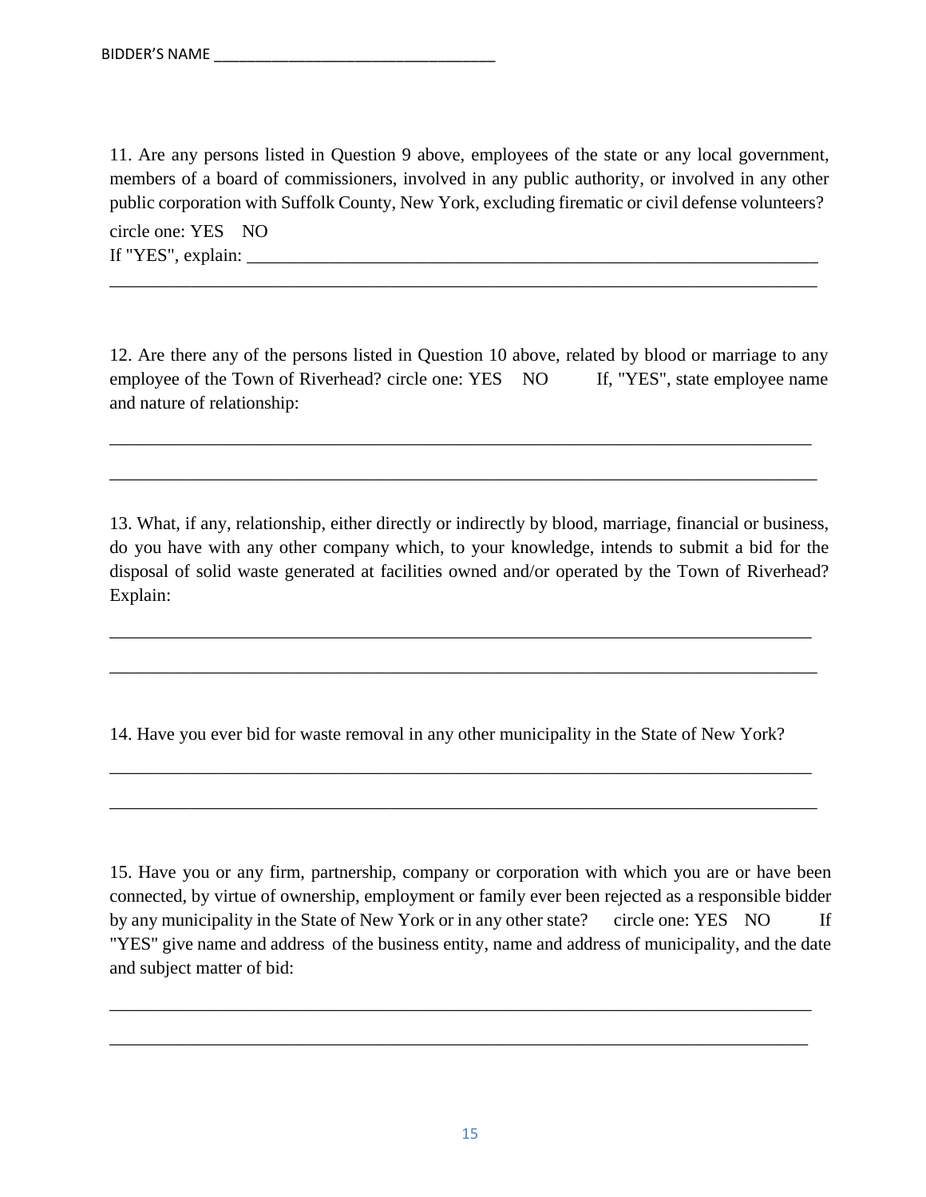BIDDER'S NAME _________________________________

11. Are any persons listed in Question 9 above, employees of the state or any local government, members of a board of commissioners, involved in any public authority, or involved in any other public corporation with Suffolk County, New York, excluding firematic or civil defense volunteers?

circle one: YES NO

If "YES", explain: _________________________________________________________________

___________________________________________________________________________________

12. Are there any of the persons listed in Question 10 above, related by blood or marriage to any employee of the Town of Riverhead? circle one: YES NO If, "YES", state employee name and nature of relationship:

___________________________________________________________________________________

___________________________________________________________________________________

13. What, if any, relationship, either directly or indirectly by blood, marriage, financial or business, do you have with any other company which, to your knowledge, intends to submit a bid for the disposal of solid waste generated at facilities owned and/or operated by the Town of Riverhead? Explain:

___________________________________________________________________________________

___________________________________________________________________________________

14. Have you ever bid for waste removal in any other municipality in the State of New York?

___________________________________________________________________________________

___________________________________________________________________________________

15. Have you or any firm, partnership, company or corporation with which you are or have been connected, by virtue of ownership, employment or family ever been rejected as a responsible bidder by any municipality in the State of New York or in any other state? circle one: YES NO If "YES" give name and address of the business entity, name and address of municipality, and the date and subject matter of bid:

___________________________________________________________________________________

___________________________________________________________________________________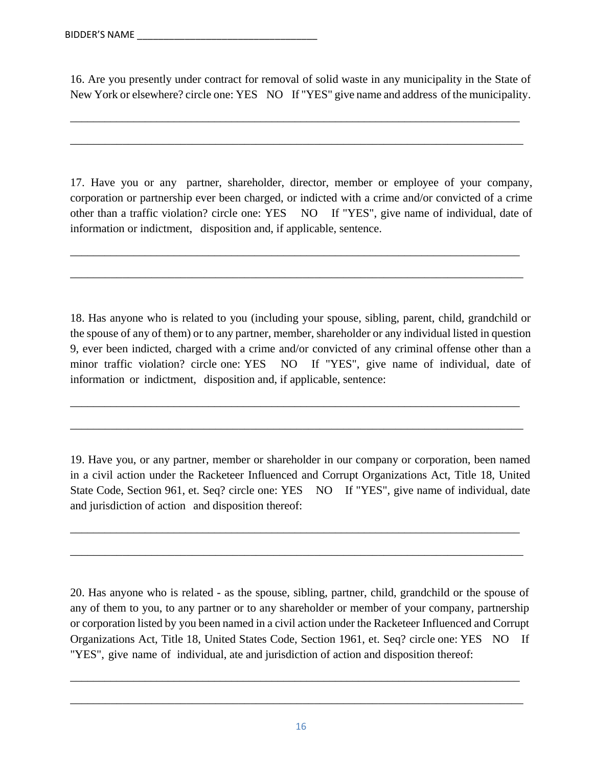BIDDER'S NAME ___________________________________

16. Are you presently under contract for removal of solid waste in any municipality in the State of New York or elsewhere? circle one: YES NO If "YES" give name and address of the municipality.

_______________________________________________________________________________

_______________________________________________________________________________

17. Have you or any partner, shareholder, director, member or employee of your company, corporation or partnership ever been charged, or indicted with a crime and/or convicted of a crime other than a traffic violation? circle one: YES NO If "YES", give name of individual, date of information or indictment, disposition and, if applicable, sentence.

_______________________________________________________________________________

_______________________________________________________________________________

18. Has anyone who is related to you (including your spouse, sibling, parent, child, grandchild or the spouse of any of them) or to any partner, member, shareholder or any individual listed in question 9, ever been indicted, charged with a crime and/or convicted of any criminal offense other than a minor traffic violation? circle one: YES NO If "YES", give name of individual, date of information or indictment, disposition and, if applicable, sentence:

_______________________________________________________________________________

_______________________________________________________________________________

19. Have you, or any partner, member or shareholder in our company or corporation, been named in a civil action under the Racketeer Influenced and Corrupt Organizations Act, Title 18, United State Code, Section 961, et. Seq? circle one: YES NO If "YES", give name of individual, date and jurisdiction of action and disposition thereof:

_______________________________________________________________________________

_______________________________________________________________________________

20. Has anyone who is related - as the spouse, sibling, partner, child, grandchild or the spouse of any of them to you, to any partner or to any shareholder or member of your company, partnership or corporation listed by you been named in a civil action under the Racketeer Influenced and Corrupt Organizations Act, Title 18, United States Code, Section 1961, et. Seq? circle one: YES NO If "YES", give name of individual, ate and jurisdiction of action and disposition thereof:

_______________________________________________________________________________

_______________________________________________________________________________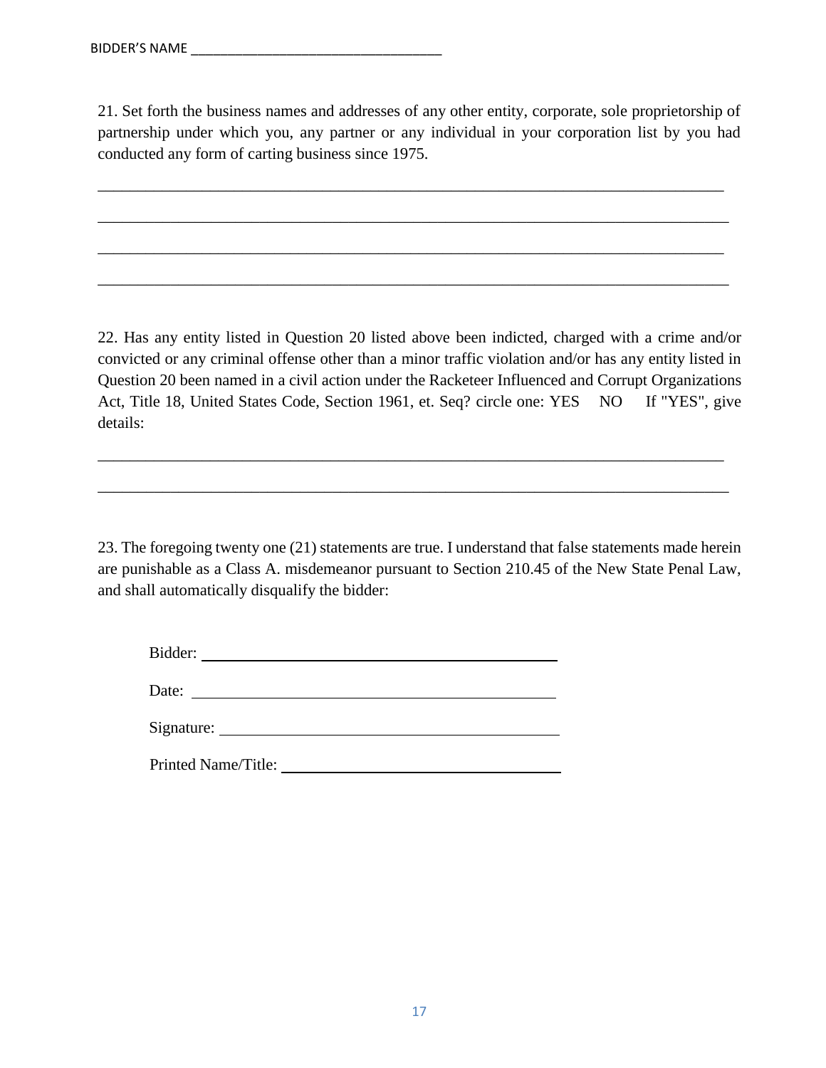BIDDER'S NAME ___________________________________

21. Set forth the business names and addresses of any other entity, corporate, sole proprietorship of partnership under which you, any partner or any individual in your corporation list by you had conducted any form of carting business since 1975.

_______________________________________________________________________________

_______________________________________________________________________________

_______________________________________________________________________________

_______________________________________________________________________________

22. Has any entity listed in Question 20 listed above been indicted, charged with a crime and/or convicted or any criminal offense other than a minor traffic violation and/or has any entity listed in Question 20 been named in a civil action under the Racketeer Influenced and Corrupt Organizations Act, Title 18, United States Code, Section 1961, et. Seq? circle one: YES NO If "YES", give details:

_______________________________________________________________________________

_______________________________________________________________________________

23. The foregoing twenty one (21) statements are true. I understand that false statements made herein are punishable as a Class A. misdemeanor pursuant to Section 210.45 of the New State Penal Law, and shall automatically disqualify the bidder:

Bidder: ____________________________________________

Date: ____________________________________________

Signature: ____________________________________________

Printed Name/Title: ____________________________________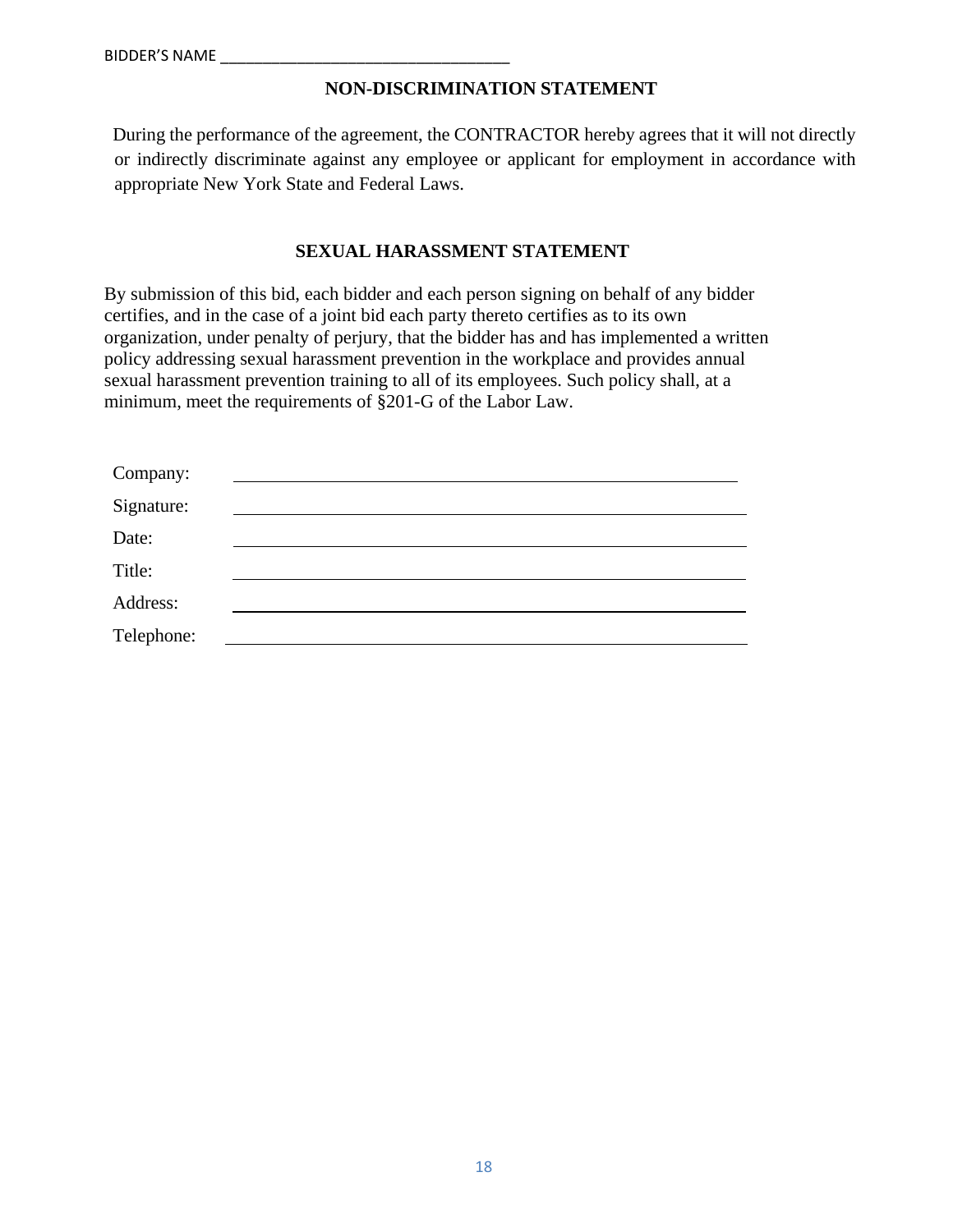BIDDER'S NAME ___________________________________

## NON-DISCRIMINATION STATEMENT

During the performance of the agreement, the CONTRACTOR hereby agrees that it will not directly or indirectly discriminate against any employee or applicant for employment in accordance with appropriate New York State and Federal Laws.

## SEXUAL HARASSMENT STATEMENT

By submission of this bid, each bidder and each person signing on behalf of any bidder certifies, and in the case of a joint bid each party thereto certifies as to its own organization, under penalty of perjury, that the bidder has and has implemented a written policy addressing sexual harassment prevention in the workplace and provides annual sexual harassment prevention training to all of its employees. Such policy shall, at a minimum, meet the requirements of §201-G of the Labor Law.

Company: ___________________________________________

Signature: ___________________________________________

Date: ___________________________________________

Title: ___________________________________________

Address: ___________________________________________

Telephone: ___________________________________________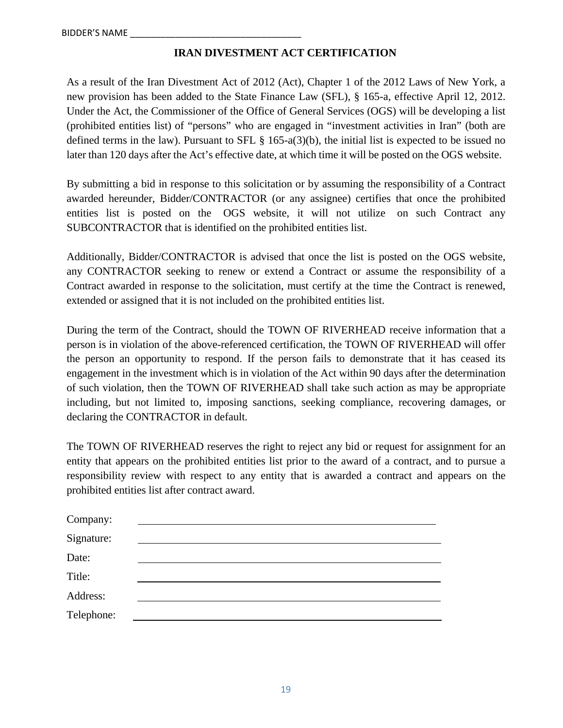BIDDER'S NAME ________________________________

## IRAN DIVESTMENT ACT CERTIFICATION

As a result of the Iran Divestment Act of 2012 (Act), Chapter 1 of the 2012 Laws of New York, a new provision has been added to the State Finance Law (SFL), § 165-a, effective April 12, 2012. Under the Act, the Commissioner of the Office of General Services (OGS) will be developing a list (prohibited entities list) of "persons" who are engaged in "investment activities in Iran" (both are defined terms in the law). Pursuant to SFL § 165-a(3)(b), the initial list is expected to be issued no later than 120 days after the Act's effective date, at which time it will be posted on the OGS website.

By submitting a bid in response to this solicitation or by assuming the responsibility of a Contract awarded hereunder, Bidder/CONTRACTOR (or any assignee) certifies that once the prohibited entities list is posted on the OGS website, it will not utilize on such Contract any SUBCONTRACTOR that is identified on the prohibited entities list.

Additionally, Bidder/CONTRACTOR is advised that once the list is posted on the OGS website, any CONTRACTOR seeking to renew or extend a Contract or assume the responsibility of a Contract awarded in response to the solicitation, must certify at the time the Contract is renewed, extended or assigned that it is not included on the prohibited entities list.

During the term of the Contract, should the TOWN OF RIVERHEAD receive information that a person is in violation of the above-referenced certification, the TOWN OF RIVERHEAD will offer the person an opportunity to respond. If the person fails to demonstrate that it has ceased its engagement in the investment which is in violation of the Act within 90 days after the determination of such violation, then the TOWN OF RIVERHEAD shall take such action as may be appropriate including, but not limited to, imposing sanctions, seeking compliance, recovering damages, or declaring the CONTRACTOR in default.

The TOWN OF RIVERHEAD reserves the right to reject any bid or request for assignment for an entity that appears on the prohibited entities list prior to the award of a contract, and to pursue a responsibility review with respect to any entity that is awarded a contract and appears on the prohibited entities list after contract award.

Company: ________________________________

Signature: ________________________________

Date: ________________________________

Title: ________________________________

Address: ________________________________

Telephone: ________________________________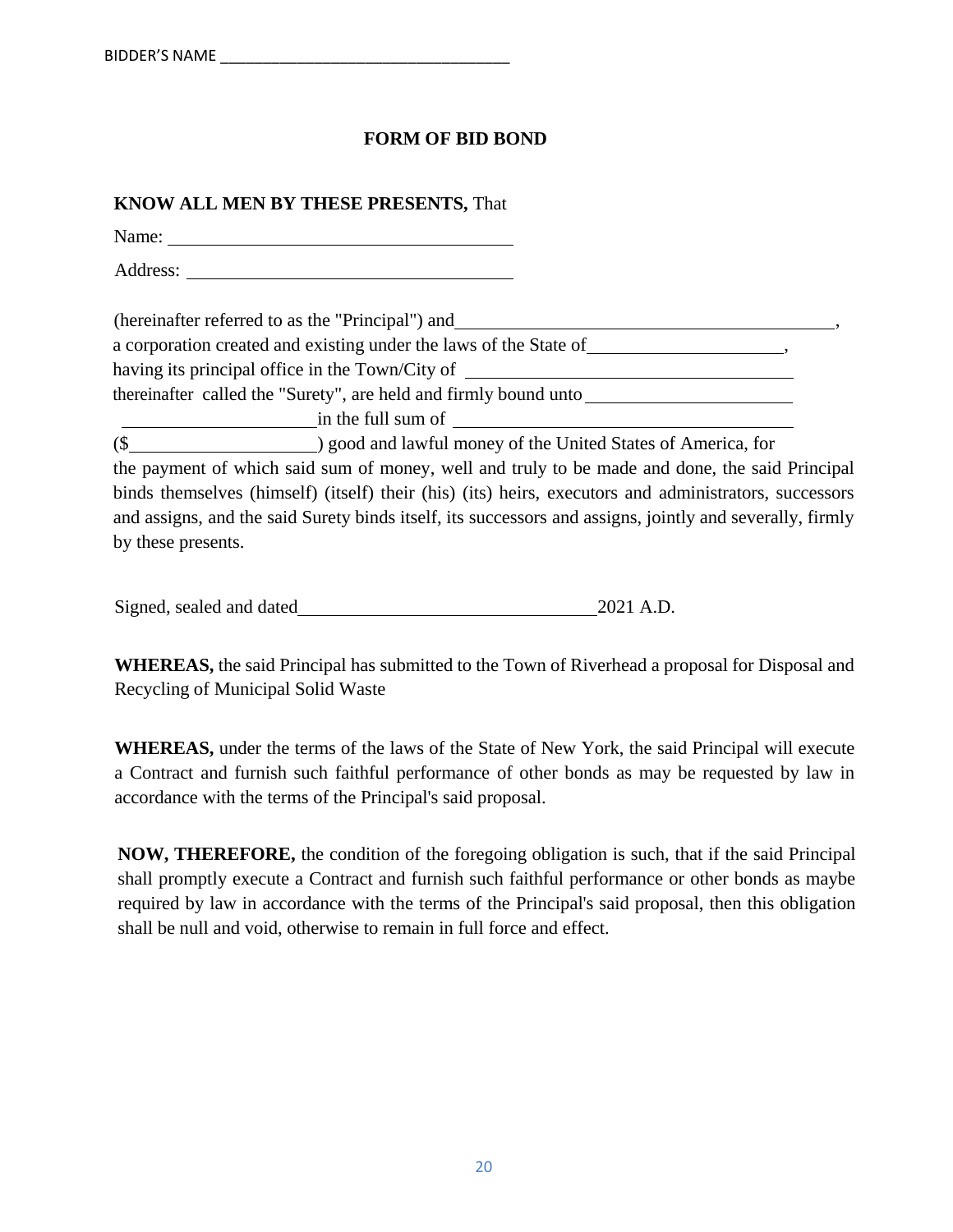BIDDER'S NAME ___________________________________

# FORM OF BID BOND

**KNOW ALL MEN BY THESE PRESENTS,** That

Name: ______________________________________

Address: ____________________________________

(hereinafter referred to as the "Principal") and_____________________________________________,
a corporation created and existing under the laws of the State of______________________,
having its principal office in the Town/City of ____________________________________
thereinafter called the "Surety", are held and firmly bound unto________________________
_____________________in the full sum of ____________________________________
($_____________________) good and lawful money of the United States of America, for
the payment of which said sum of money, well and truly to be made and done, the said Principal binds themselves (himself) (itself) their (his) (its) heirs, executors and administrators, successors and assigns, and the said Surety binds itself, its successors and assigns, jointly and severally, firmly by these presents.

Signed, sealed and dated_________________________________2021 A.D.

**WHEREAS,** the said Principal has submitted to the Town of Riverhead a proposal for Disposal and Recycling of Municipal Solid Waste

**WHEREAS,** under the terms of the laws of the State of New York, the said Principal will execute a Contract and furnish such faithful performance of other bonds as may be requested by law in accordance with the terms of the Principal's said proposal.

**NOW, THEREFORE,** the condition of the foregoing obligation is such, that if the said Principal shall promptly execute a Contract and furnish such faithful performance or other bonds as maybe required by law in accordance with the terms of the Principal's said proposal, then this obligation shall be null and void, otherwise to remain in full force and effect.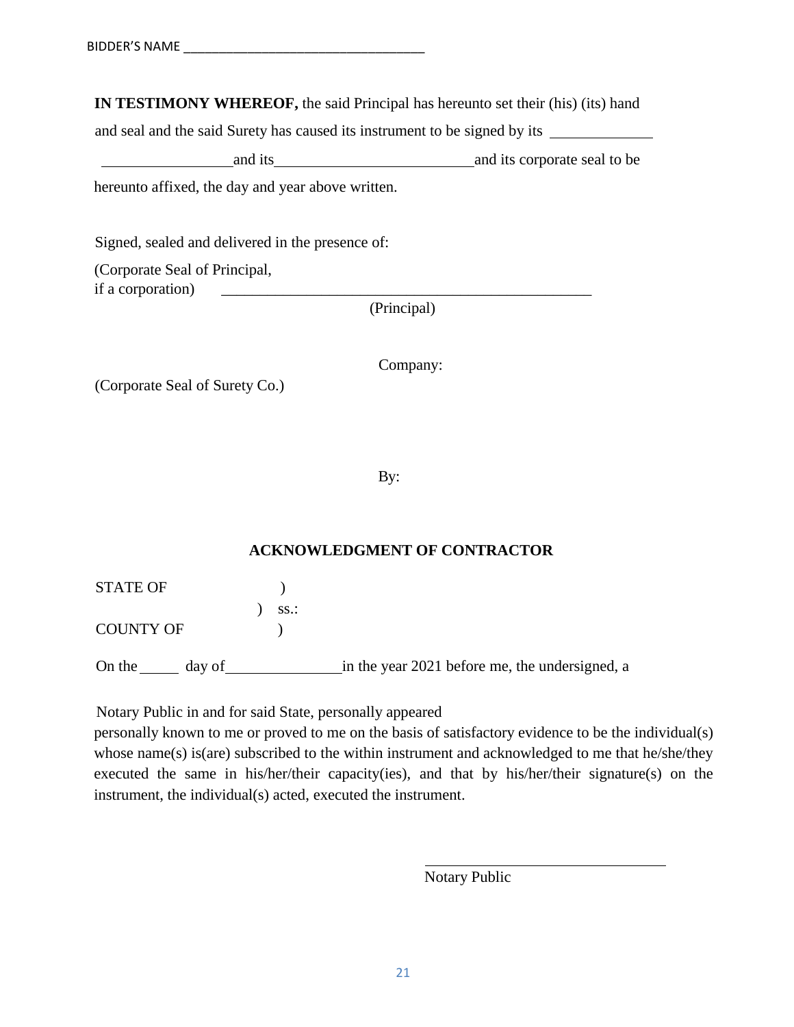BIDDER'S NAME ___________________________________

**IN TESTIMONY WHEREOF,** the said Principal has hereunto set their (his) (its) hand and seal and the said Surety has caused its instrument to be signed by its ______________ _________________and its__________________________and its corporate seal to be hereunto affixed, the day and year above written.

Signed, sealed and delivered in the presence of:

(Corporate Seal of Principal,
if a corporation) _________________________________________________

(Principal)

Company:

(Corporate Seal of Surety Co.)

By:

**ACKNOWLEDGMENT OF CONTRACTOR**

STATE OF )
) ss.:
COUNTY OF )

On the _____ day of_______________in the year 2021 before me, the undersigned, a

Notary Public in and for said State, personally appeared
personally known to me or proved to me on the basis of satisfactory evidence to be the individual(s) whose name(s) is(are) subscribed to the within instrument and acknowledged to me that he/she/they executed the same in his/her/their capacity(ies), and that by his/her/their signature(s) on the instrument, the individual(s) acted, executed the instrument.

________________________________
Notary Public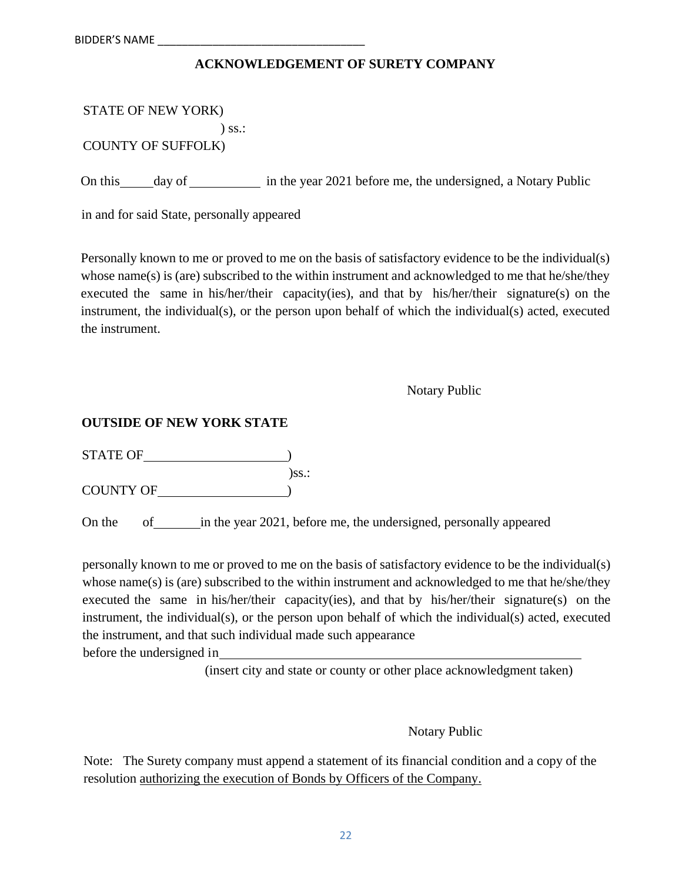BIDDER'S NAME ___________________________________

## ACKNOWLEDGEMENT OF SURETY COMPANY

STATE OF NEW YORK)
) ss.:
COUNTY OF SUFFOLK)

On this_____day of ___________ in the year 2021 before me, the undersigned, a Notary Public in and for said State, personally appeared

Personally known to me or proved to me on the basis of satisfactory evidence to be the individual(s) whose name(s) is (are) subscribed to the within instrument and acknowledged to me that he/she/they executed the same in his/her/their capacity(ies), and that by his/her/their signature(s) on the instrument, the individual(s), or the person upon behalf of which the individual(s) acted, executed the instrument.

Notary Public

**OUTSIDE OF NEW YORK STATE**

STATE OF_____________________)
)ss.:
COUNTY OF____________________)

On the of_______in the year 2021, before me, the undersigned, personally appeared

personally known to me or proved to me on the basis of satisfactory evidence to be the individual(s) whose name(s) is (are) subscribed to the within instrument and acknowledged to me that he/she/they executed the same in his/her/their capacity(ies), and that by his/her/their signature(s) on the instrument, the individual(s), or the person upon behalf of which the individual(s) acted, executed the instrument, and that such individual made such appearance before the undersigned in_________________________________________________________

(insert city and state or county or other place acknowledgment taken)

Notary Public

Note: The Surety company must append a statement of its financial condition and a copy of the resolution authorizing the execution of Bonds by Officers of the Company.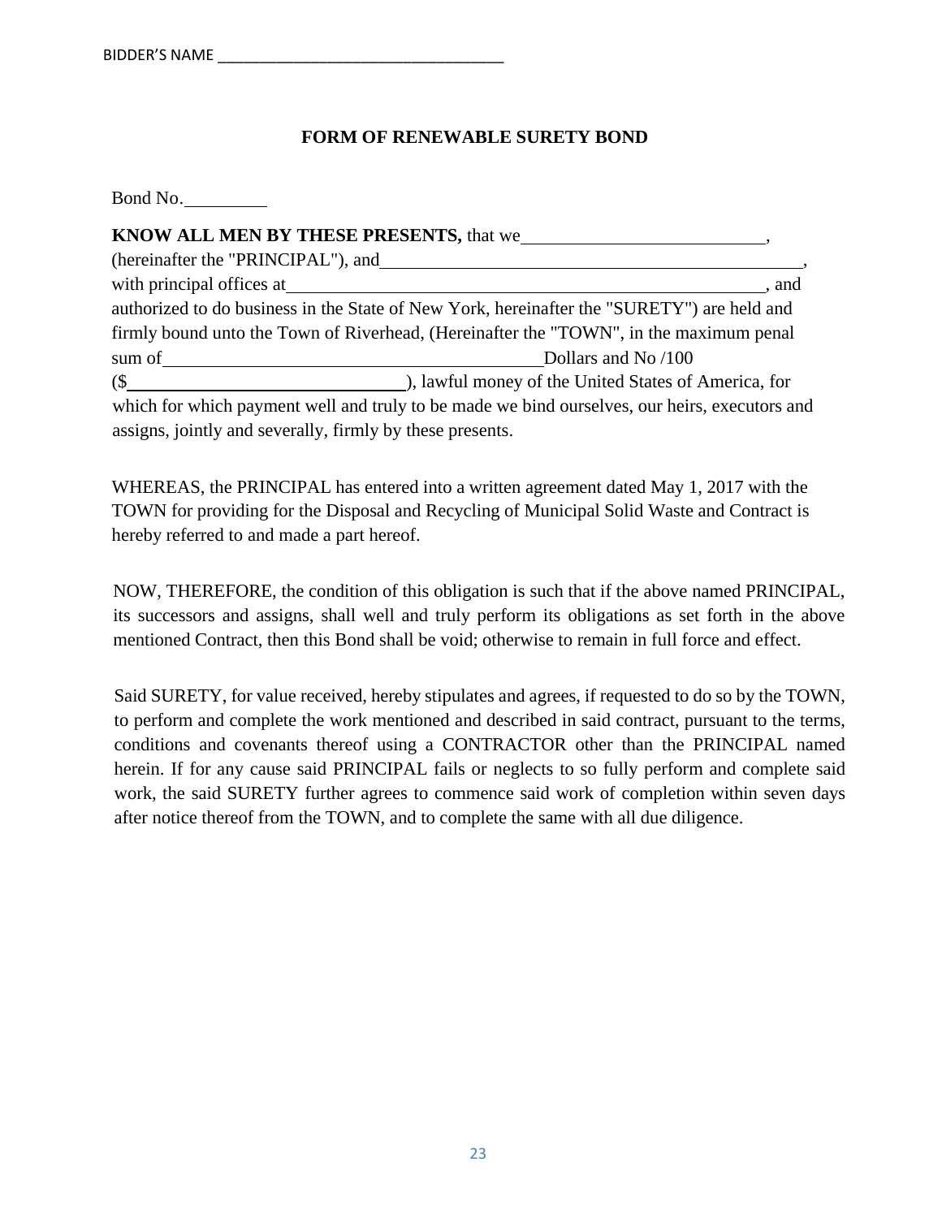BIDDER'S NAME ___________________________________

**FORM OF RENEWABLE SURETY BOND**

Bond No.__________

**KNOW ALL MEN BY THESE PRESENTS,** that we___________________________, (hereinafter the "PRINCIPAL"), and_________________________________________________, with principal offices at______________________________________________________, and authorized to do business in the State of New York, hereinafter the "SURETY") are held and firmly bound unto the Town of Riverhead, (Hereinafter the "TOWN", in the maximum penal sum of__________________________________________Dollars and No /100 ($______________________________), lawful money of the United States of America, for which for which payment well and truly to be made we bind ourselves, our heirs, executors and assigns, jointly and severally, firmly by these presents.

WHEREAS, the PRINCIPAL has entered into a written agreement dated May 1, 2017 with the TOWN for providing for the Disposal and Recycling of Municipal Solid Waste and Contract is hereby referred to and made a part hereof.

NOW, THEREFORE, the condition of this obligation is such that if the above named PRINCIPAL, its successors and assigns, shall well and truly perform its obligations as set forth in the above mentioned Contract, then this Bond shall be void; otherwise to remain in full force and effect.

Said SURETY, for value received, hereby stipulates and agrees, if requested to do so by the TOWN, to perform and complete the work mentioned and described in said contract, pursuant to the terms, conditions and covenants thereof using a CONTRACTOR other than the PRINCIPAL named herein. If for any cause said PRINCIPAL fails or neglects to so fully perform and complete said work, the said SURETY further agrees to commence said work of completion within seven days after notice thereof from the TOWN, and to complete the same with all due diligence.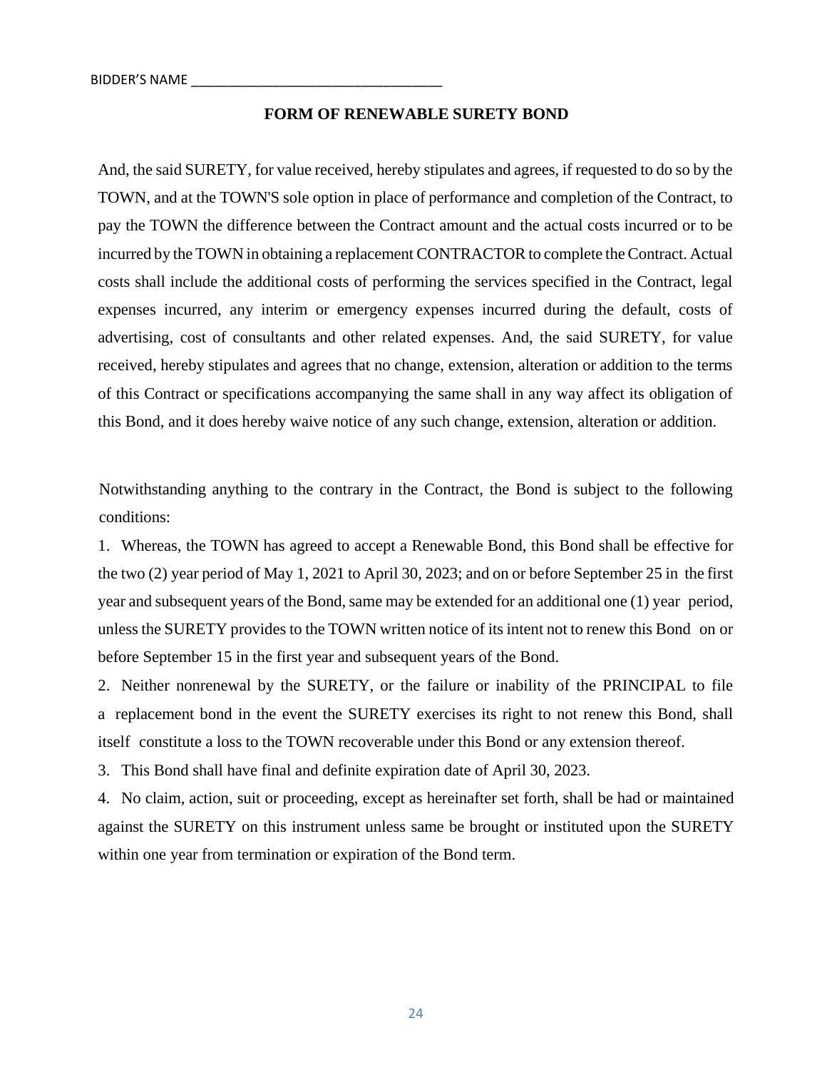BIDDER'S NAME ___________________________________

## FORM OF RENEWABLE SURETY BOND

And, the said SURETY, for value received, hereby stipulates and agrees, if requested to do so by the TOWN, and at the TOWN'S sole option in place of performance and completion of the Contract, to pay the TOWN the difference between the Contract amount and the actual costs incurred or to be incurred by the TOWN in obtaining a replacement CONTRACTOR to complete the Contract. Actual costs shall include the additional costs of performing the services specified in the Contract, legal expenses incurred, any interim or emergency expenses incurred during the default, costs of advertising, cost of consultants and other related expenses. And, the said SURETY, for value received, hereby stipulates and agrees that no change, extension, alteration or addition to the terms of this Contract or specifications accompanying the same shall in any way affect its obligation of this Bond, and it does hereby waive notice of any such change, extension, alteration or addition.

Notwithstanding anything to the contrary in the Contract, the Bond is subject to the following conditions:

1. Whereas, the TOWN has agreed to accept a Renewable Bond, this Bond shall be effective for the two (2) year period of May 1, 2021 to April 30, 2023; and on or before September 25 in the first year and subsequent years of the Bond, same may be extended for an additional one (1) year period, unless the SURETY provides to the TOWN written notice of its intent not to renew this Bond on or before September 15 in the first year and subsequent years of the Bond.
2. Neither nonrenewal by the SURETY, or the failure or inability of the PRINCIPAL to file a replacement bond in the event the SURETY exercises its right to not renew this Bond, shall itself constitute a loss to the TOWN recoverable under this Bond or any extension thereof.
3. This Bond shall have final and definite expiration date of April 30, 2023.
4. No claim, action, suit or proceeding, except as hereinafter set forth, shall be had or maintained against the SURETY on this instrument unless same be brought or instituted upon the SURETY within one year from termination or expiration of the Bond term.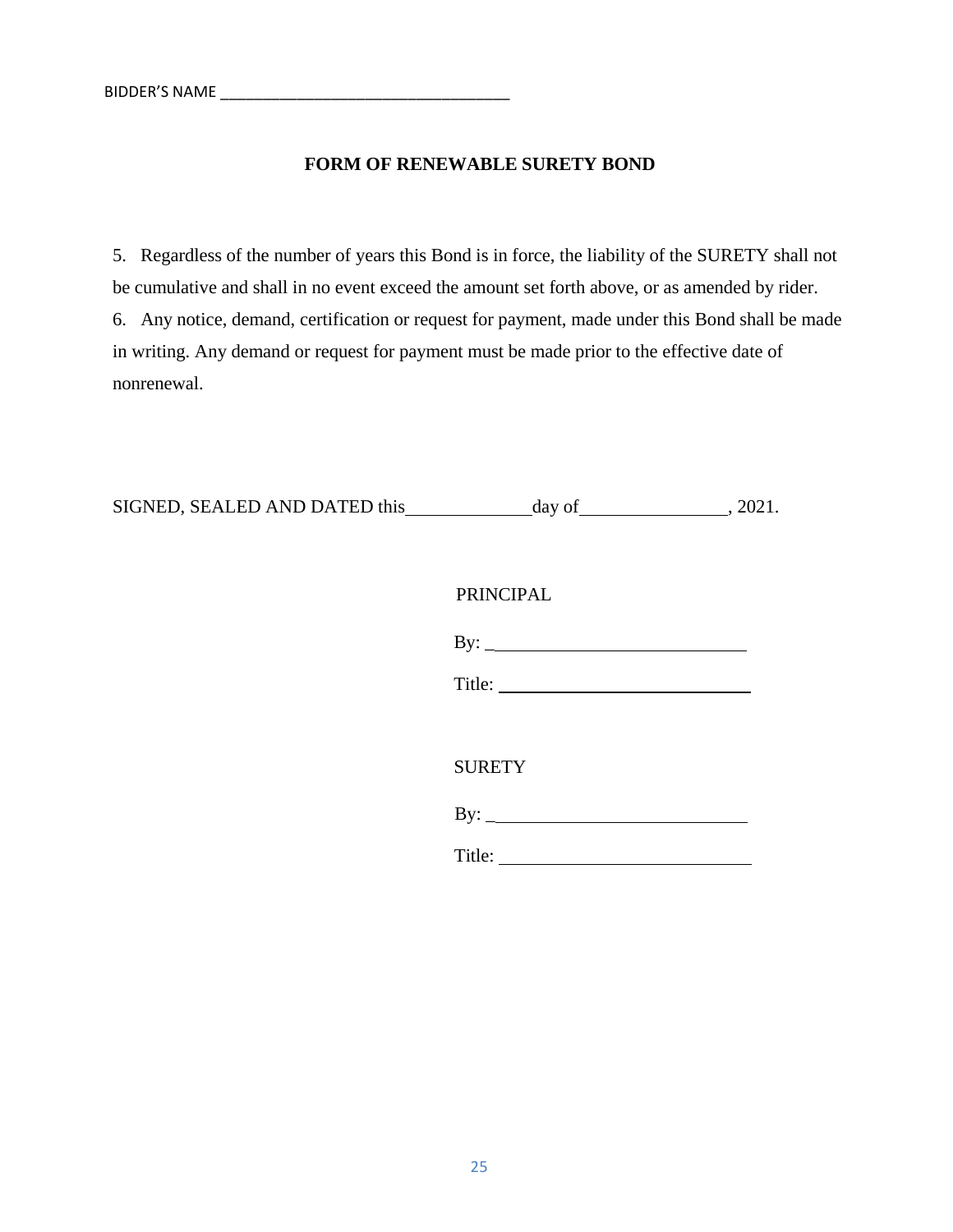BIDDER'S NAME ___________________________________

**FORM OF RENEWABLE SURETY BOND**

5. Regardless of the number of years this Bond is in force, the liability of the SURETY shall not be cumulative and shall in no event exceed the amount set forth above, or as amended by rider.

6. Any notice, demand, certification or request for payment, made under this Bond shall be made in writing. Any demand or request for payment must be made prior to the effective date of nonrenewal.

SIGNED, SEALED AND DATED this_____________day of_______________, 2021.

PRINCIPAL

By: ____________________________

Title: ____________________________

SURETY

By: ____________________________

Title: ____________________________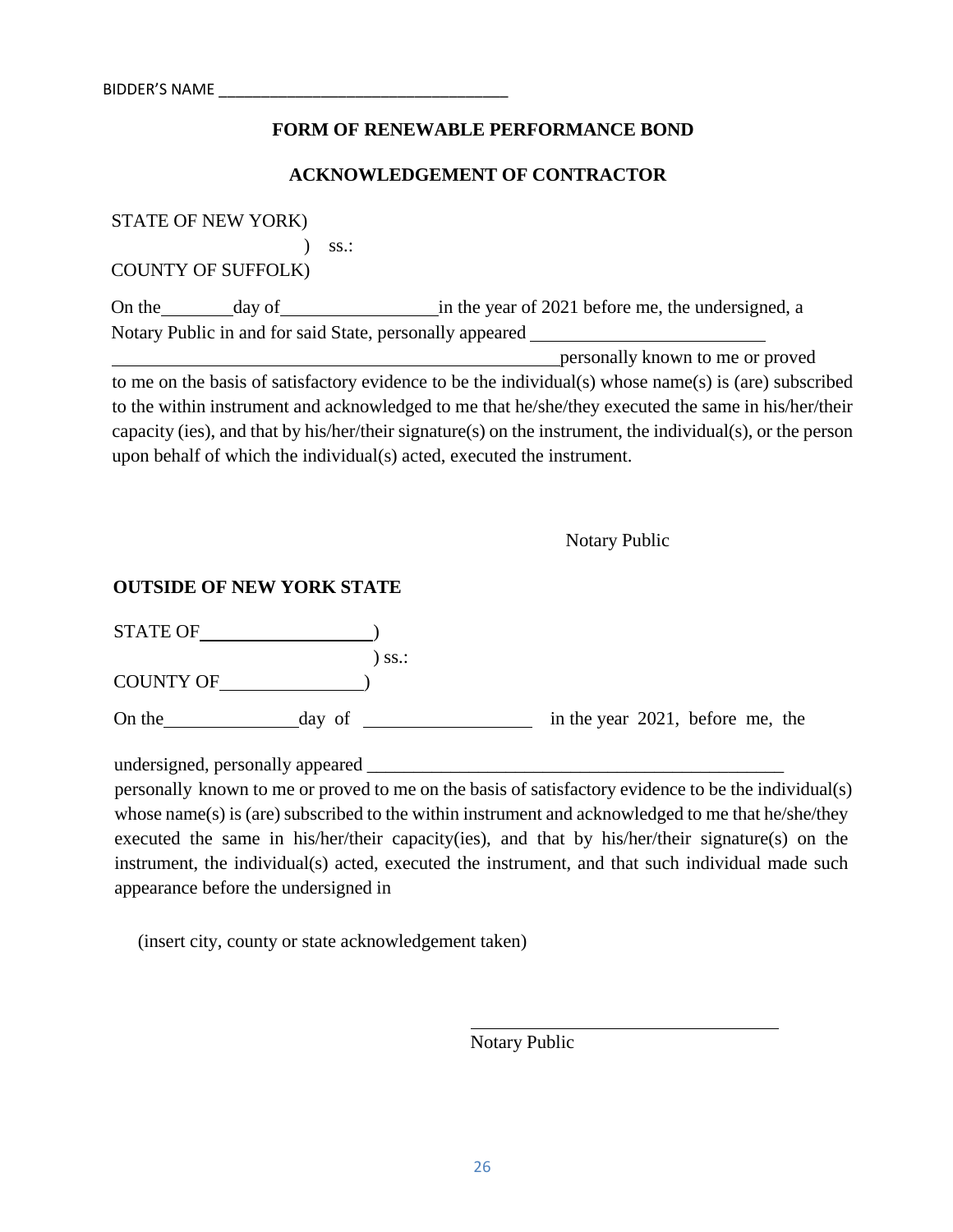BIDDER'S NAME ___________________________________

**FORM OF RENEWABLE PERFORMANCE BOND**

**ACKNOWLEDGEMENT OF CONTRACTOR**

STATE OF NEW YORK)
) ss.:
COUNTY OF SUFFOLK)

On the ________ day of ________________ in the year of 2021 before me, the undersigned, a Notary Public in and for said State, personally appeared ________________________ ________________________________________________ personally known to me or proved to me on the basis of satisfactory evidence to be the individual(s) whose name(s) is (are) subscribed to the within instrument and acknowledged to me that he/she/they executed the same in his/her/their capacity (ies), and that by his/her/their signature(s) on the instrument, the individual(s), or the person upon behalf of which the individual(s) acted, executed the instrument.

Notary Public

**OUTSIDE OF NEW YORK STATE**

STATE OF __________________)
) ss.:
COUNTY OF _______________)

On the ______________ day of __________________ in the year 2021, before me, the

undersigned, personally appeared ______________________________________________ personally known to me or proved to me on the basis of satisfactory evidence to be the individual(s) whose name(s) is (are) subscribed to the within instrument and acknowledged to me that he/she/they executed the same in his/her/their capacity(ies), and that by his/her/their signature(s) on the instrument, the individual(s) acted, executed the instrument, and that such individual made such appearance before the undersigned in

(insert city, county or state acknowledgement taken)

___________________________________
Notary Public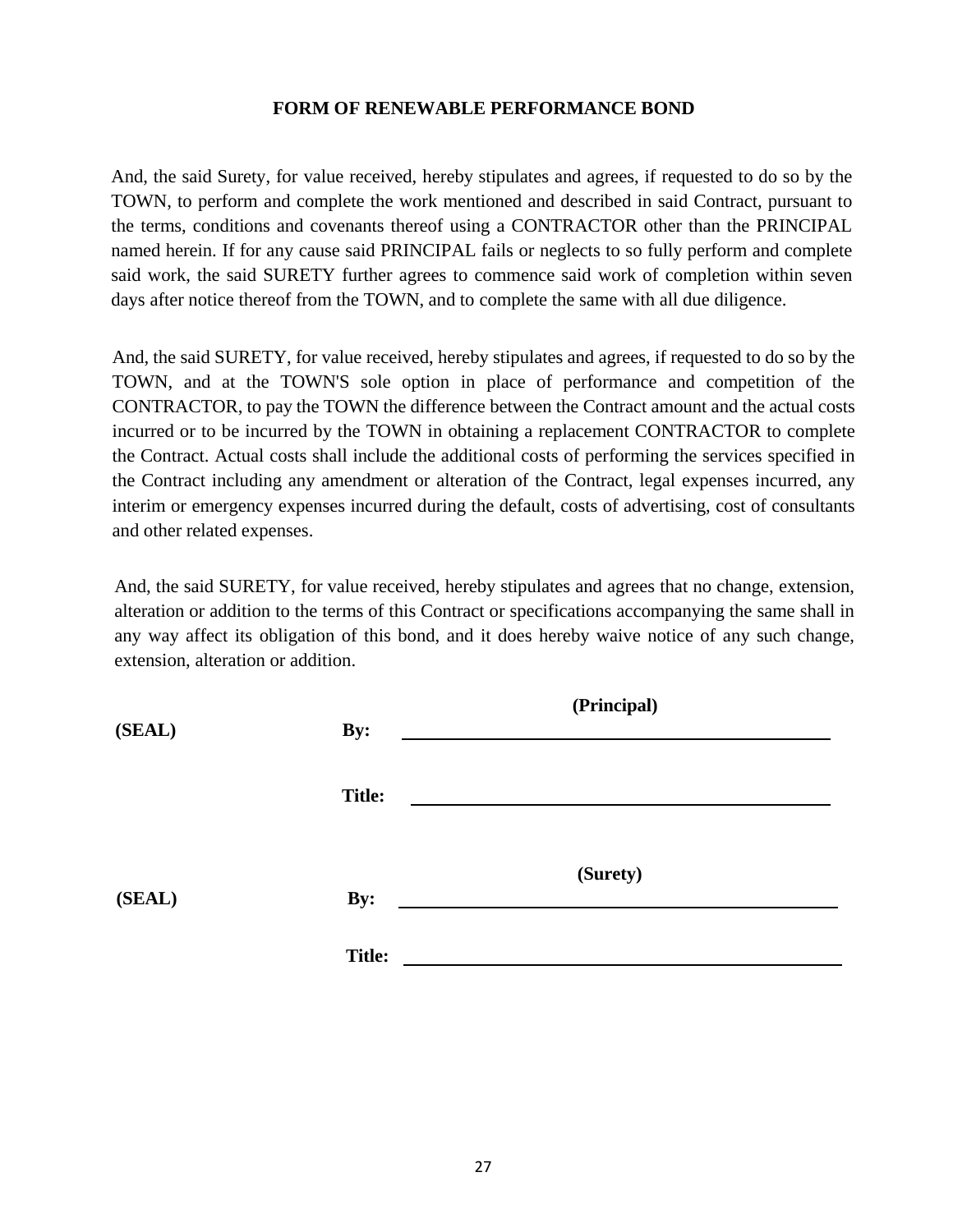**FORM OF RENEWABLE PERFORMANCE BOND**

And, the said Surety, for value received, hereby stipulates and agrees, if requested to do so by the TOWN, to perform and complete the work mentioned and described in said Contract, pursuant to the terms, conditions and covenants thereof using a CONTRACTOR other than the PRINCIPAL named herein. If for any cause said PRINCIPAL fails or neglects to so fully perform and complete said work, the said SURETY further agrees to commence said work of completion within seven days after notice thereof from the TOWN, and to complete the same with all due diligence.

And, the said SURETY, for value received, hereby stipulates and agrees, if requested to do so by the TOWN, and at the TOWN'S sole option in place of performance and competition of the CONTRACTOR, to pay the TOWN the difference between the Contract amount and the actual costs incurred or to be incurred by the TOWN in obtaining a replacement CONTRACTOR to complete the Contract. Actual costs shall include the additional costs of performing the services specified in the Contract including any amendment or alteration of the Contract, legal expenses incurred, any interim or emergency expenses incurred during the default, costs of advertising, cost of consultants and other related expenses.

And, the said SURETY, for value received, hereby stipulates and agrees that no change, extension, alteration or addition to the terms of this Contract or specifications accompanying the same shall in any way affect its obligation of this bond, and it does hereby waive notice of any such change, extension, alteration or addition.

**(Principal)**

**(SEAL)** **By:** ______________________________

**Title:** ______________________________

**(Surety)**

**(SEAL)** **By:** ______________________________

**Title:** ______________________________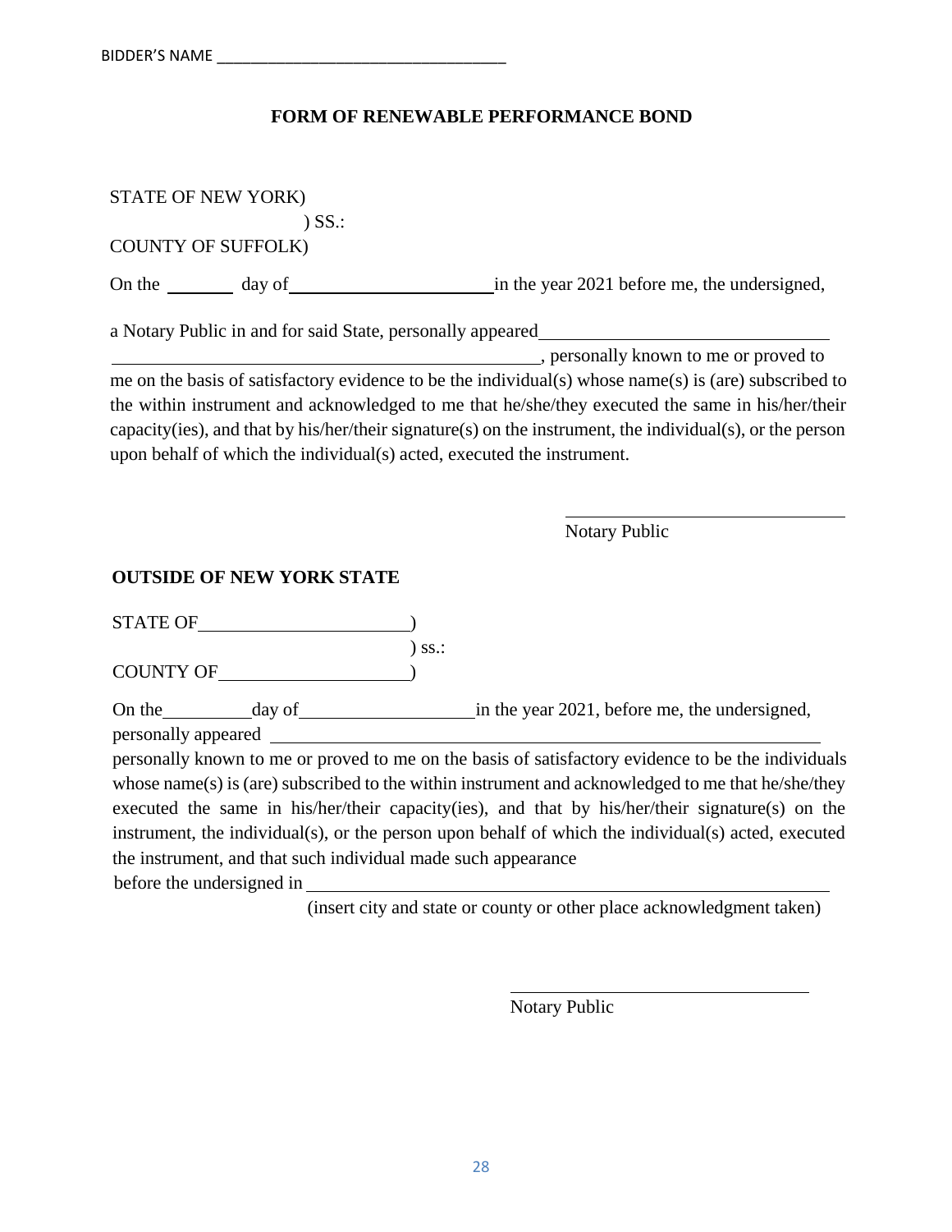BIDDER'S NAME ___________________________________

**FORM OF RENEWABLE PERFORMANCE BOND**

STATE OF NEW YORK)
) SS.:
COUNTY OF SUFFOLK)

On the ________ day of ______________________ in the year 2021 before me, the undersigned,

a Notary Public in and for said State, personally appeared ______________________________
_______________________________________________, personally known to me or proved to me on the basis of satisfactory evidence to be the individual(s) whose name(s) is (are) subscribed to the within instrument and acknowledged to me that he/she/they executed the same in his/her/their capacity(ies), and that by his/her/their signature(s) on the instrument, the individual(s), or the person upon behalf of which the individual(s) acted, executed the instrument.

______________________________
Notary Public

**OUTSIDE OF NEW YORK STATE**

STATE OF ______________________)
) ss.:
COUNTY OF ____________________)

On the __________ day of ____________________ in the year 2021, before me, the undersigned, personally appeared ____________________________________________________________
personally known to me or proved to me on the basis of satisfactory evidence to be the individuals whose name(s) is (are) subscribed to the within instrument and acknowledged to me that he/she/they executed the same in his/her/their capacity(ies), and that by his/her/their signature(s) on the instrument, the individual(s), or the person upon behalf of which the individual(s) acted, executed the instrument, and that such individual made such appearance before the undersigned in ____________________________________________________________
(insert city and state or county or other place acknowledgment taken)

______________________________
Notary Public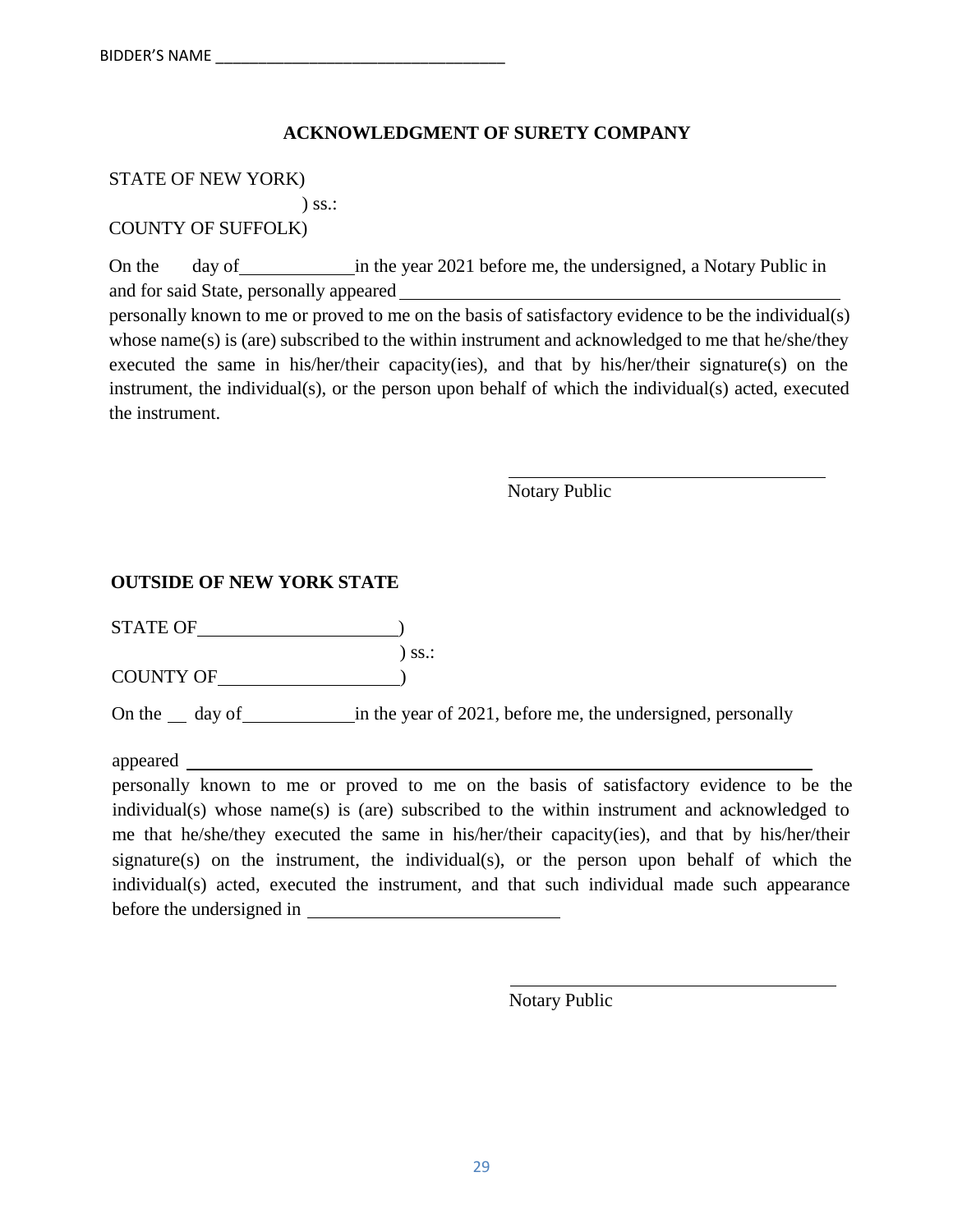BIDDER'S NAME ___________________________________

## ACKNOWLEDGMENT OF SURETY COMPANY

STATE OF NEW YORK)
) ss.:
COUNTY OF SUFFOLK)

On the day of____________ in the year 2021 before me, the undersigned, a Notary Public in and for said State, personally appeared ________________________________________________ personally known to me or proved to me on the basis of satisfactory evidence to be the individual(s) whose name(s) is (are) subscribed to the within instrument and acknowledged to me that he/she/they executed the same in his/her/their capacity(ies), and that by his/her/their signature(s) on the instrument, the individual(s), or the person upon behalf of which the individual(s) acted, executed the instrument.

____________________________________
Notary Public

**OUTSIDE OF NEW YORK STATE**

STATE OF_____________________)
) ss.:
COUNTY OF___________________)

On the __ day of____________ in the year of 2021, before me, the undersigned, personally

appeared ________________________________________________________________________ personally known to me or proved to me on the basis of satisfactory evidence to be the individual(s) whose name(s) is (are) subscribed to the within instrument and acknowledged to me that he/she/they executed the same in his/her/their capacity(ies), and that by his/her/their signature(s) on the instrument, the individual(s), or the person upon behalf of which the individual(s) acted, executed the instrument, and that such individual made such appearance before the undersigned in ____________________________

____________________________________
Notary Public